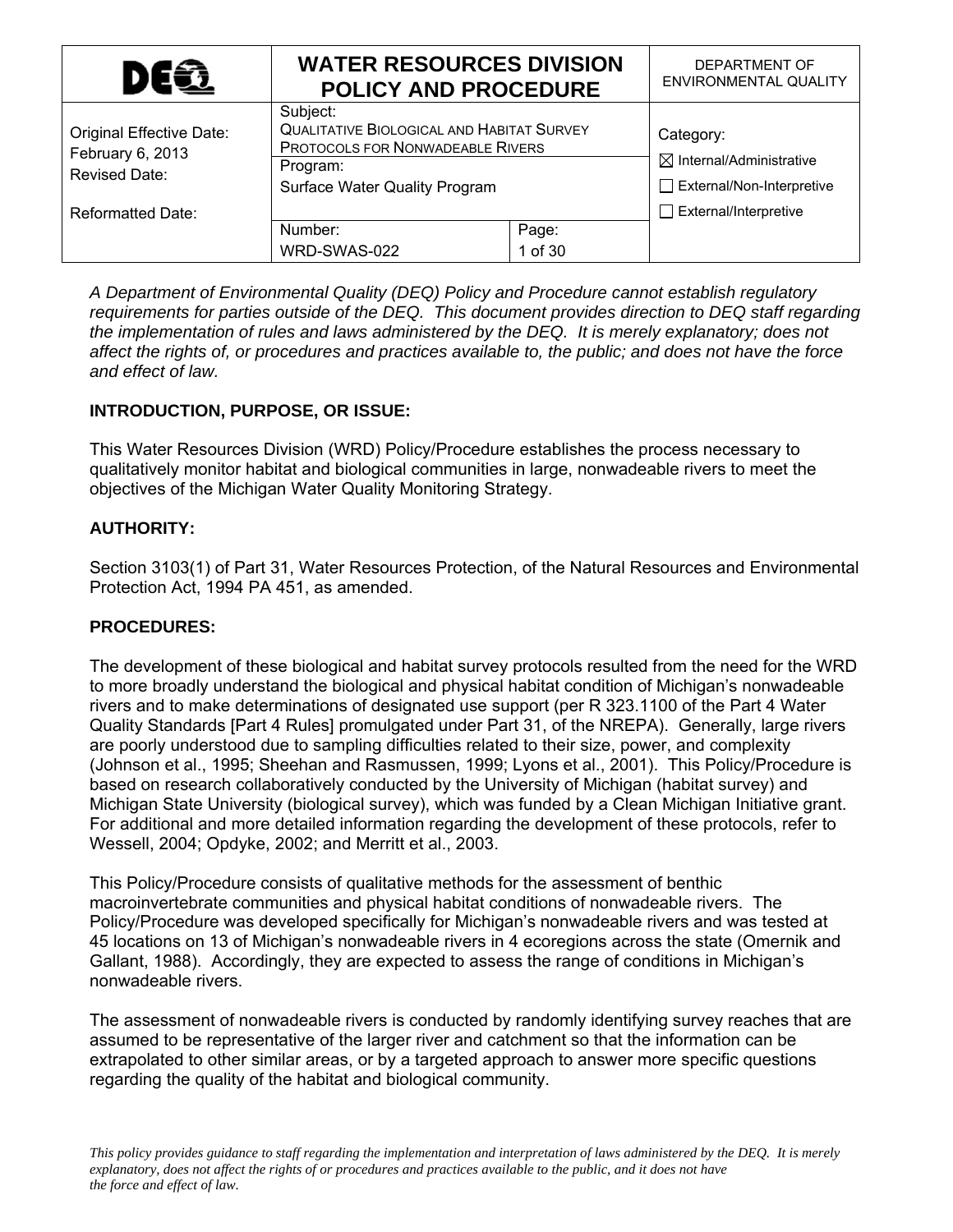| DEQ | WATER RESOURCES DIVISION POLICY AND PROCEDURE | | DEPARTMENT OF ENVIRONMENTAL QUALITY |
|---|---|---|---|
| Original Effective Date: February 6, 2013<br>Revised Date:<br><br>Reformatted Date: | Subject:<br>QUALITATIVE BIOLOGICAL AND HABITAT SURVEY PROTOCOLS FOR NONWADEABLE RIVERS | | Category:<br>☒ Internal/Administrative<br>☐ External/Non-Interpretive<br>☐ External/Interpretive |
| | Program:<br>Surface Water Quality Program | | |
| | Number:<br>WRD-SWAS-022 | Page:<br>1 of 30 | |

*A Department of Environmental Quality (DEQ) Policy and Procedure cannot establish regulatory requirements for parties outside of the DEQ. This document provides direction to DEQ staff regarding the implementation of rules and laws administered by the DEQ. It is merely explanatory; does not affect the rights of, or procedures and practices available to, the public; and does not have the force and effect of law.*

**INTRODUCTION, PURPOSE, OR ISSUE:**

This Water Resources Division (WRD) Policy/Procedure establishes the process necessary to qualitatively monitor habitat and biological communities in large, nonwadeable rivers to meet the objectives of the Michigan Water Quality Monitoring Strategy.

**AUTHORITY:**

Section 3103(1) of Part 31, Water Resources Protection, of the Natural Resources and Environmental Protection Act, 1994 PA 451, as amended.

**PROCEDURES:**

The development of these biological and habitat survey protocols resulted from the need for the WRD to more broadly understand the biological and physical habitat condition of Michigan's nonwadeable rivers and to make determinations of designated use support (per R 323.1100 of the Part 4 Water Quality Standards [Part 4 Rules] promulgated under Part 31, of the NREPA). Generally, large rivers are poorly understood due to sampling difficulties related to their size, power, and complexity (Johnson et al., 1995; Sheehan and Rasmussen, 1999; Lyons et al., 2001). This Policy/Procedure is based on research collaboratively conducted by the University of Michigan (habitat survey) and Michigan State University (biological survey), which was funded by a Clean Michigan Initiative grant. For additional and more detailed information regarding the development of these protocols, refer to Wessell, 2004; Opdyke, 2002; and Merritt et al., 2003.

This Policy/Procedure consists of qualitative methods for the assessment of benthic macroinvertebrate communities and physical habitat conditions of nonwadeable rivers. The Policy/Procedure was developed specifically for Michigan's nonwadeable rivers and was tested at 45 locations on 13 of Michigan's nonwadeable rivers in 4 ecoregions across the state (Omernik and Gallant, 1988). Accordingly, they are expected to assess the range of conditions in Michigan's nonwadeable rivers.

The assessment of nonwadeable rivers is conducted by randomly identifying survey reaches that are assumed to be representative of the larger river and catchment so that the information can be extrapolated to other similar areas, or by a targeted approach to answer more specific questions regarding the quality of the habitat and biological community.

*This policy provides guidance to staff regarding the implementation and interpretation of laws administered by the DEQ. It is merely explanatory, does not affect the rights of or procedures and practices available to the public, and it does not have the force and effect of law.*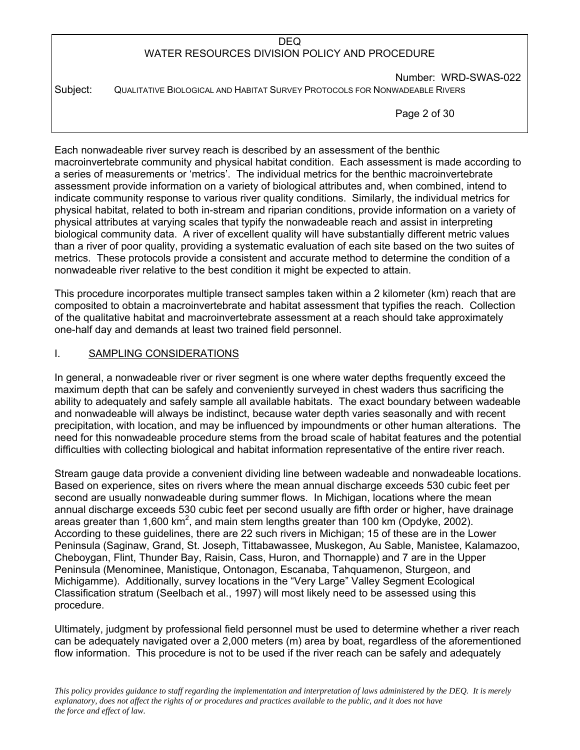Each nonwadeable river survey reach is described by an assessment of the benthic macroinvertebrate community and physical habitat condition. Each assessment is made according to a series of measurements or 'metrics'. The individual metrics for the benthic macroinvertebrate assessment provide information on a variety of biological attributes and, when combined, intend to indicate community response to various river quality conditions. Similarly, the individual metrics for physical habitat, related to both in-stream and riparian conditions, provide information on a variety of physical attributes at varying scales that typify the nonwadeable reach and assist in interpreting biological community data. A river of excellent quality will have substantially different metric values than a river of poor quality, providing a systematic evaluation of each site based on the two suites of metrics. These protocols provide a consistent and accurate method to determine the condition of a nonwadeable river relative to the best condition it might be expected to attain.

This procedure incorporates multiple transect samples taken within a 2 kilometer (km) reach that are composited to obtain a macroinvertebrate and habitat assessment that typifies the reach. Collection of the qualitative habitat and macroinvertebrate assessment at a reach should take approximately one-half day and demands at least two trained field personnel.

## I. SAMPLING CONSIDERATIONS

In general, a nonwadeable river or river segment is one where water depths frequently exceed the maximum depth that can be safely and conveniently surveyed in chest waders thus sacrificing the ability to adequately and safely sample all available habitats. The exact boundary between wadeable and nonwadeable will always be indistinct, because water depth varies seasonally and with recent precipitation, with location, and may be influenced by impoundments or other human alterations. The need for this nonwadeable procedure stems from the broad scale of habitat features and the potential difficulties with collecting biological and habitat information representative of the entire river reach.

Stream gauge data provide a convenient dividing line between wadeable and nonwadeable locations. Based on experience, sites on rivers where the mean annual discharge exceeds 530 cubic feet per second are usually nonwadeable during summer flows. In Michigan, locations where the mean annual discharge exceeds 530 cubic feet per second usually are fifth order or higher, have drainage areas greater than 1,600 km$^2$, and main stem lengths greater than 100 km (Opdyke, 2002). According to these guidelines, there are 22 such rivers in Michigan; 15 of these are in the Lower Peninsula (Saginaw, Grand, St. Joseph, Tittabawassee, Muskegon, Au Sable, Manistee, Kalamazoo, Cheboygan, Flint, Thunder Bay, Raisin, Cass, Huron, and Thornapple) and 7 are in the Upper Peninsula (Menominee, Manistique, Ontonagon, Escanaba, Tahquamenon, Sturgeon, and Michigamme). Additionally, survey locations in the "Very Large" Valley Segment Ecological Classification stratum (Seelbach et al., 1997) will most likely need to be assessed using this procedure.

Ultimately, judgment by professional field personnel must be used to determine whether a river reach can be adequately navigated over a 2,000 meters (m) area by boat, regardless of the aforementioned flow information. This procedure is not to be used if the river reach can be safely and adequately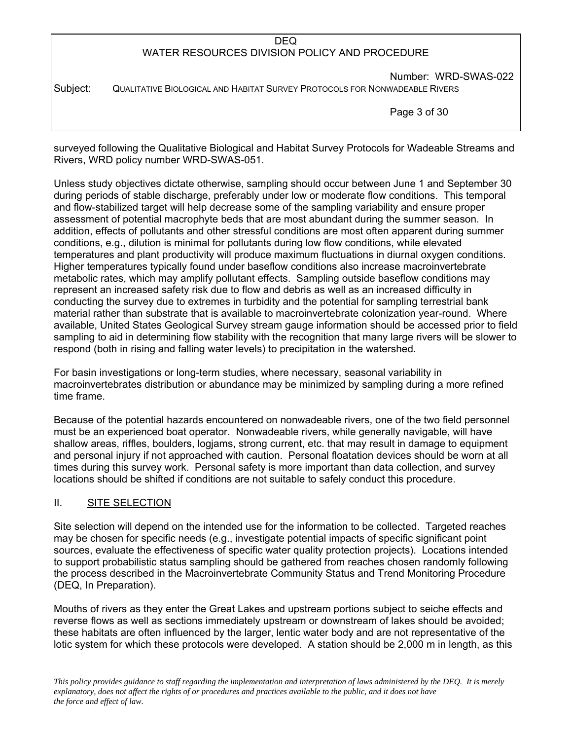surveyed following the Qualitative Biological and Habitat Survey Protocols for Wadeable Streams and Rivers, WRD policy number WRD-SWAS-051.

Unless study objectives dictate otherwise, sampling should occur between June 1 and September 30 during periods of stable discharge, preferably under low or moderate flow conditions. This temporal and flow-stabilized target will help decrease some of the sampling variability and ensure proper assessment of potential macrophyte beds that are most abundant during the summer season. In addition, effects of pollutants and other stressful conditions are most often apparent during summer conditions, e.g., dilution is minimal for pollutants during low flow conditions, while elevated temperatures and plant productivity will produce maximum fluctuations in diurnal oxygen conditions. Higher temperatures typically found under baseflow conditions also increase macroinvertebrate metabolic rates, which may amplify pollutant effects. Sampling outside baseflow conditions may represent an increased safety risk due to flow and debris as well as an increased difficulty in conducting the survey due to extremes in turbidity and the potential for sampling terrestrial bank material rather than substrate that is available to macroinvertebrate colonization year-round. Where available, United States Geological Survey stream gauge information should be accessed prior to field sampling to aid in determining flow stability with the recognition that many large rivers will be slower to respond (both in rising and falling water levels) to precipitation in the watershed.

For basin investigations or long-term studies, where necessary, seasonal variability in macroinvertebrates distribution or abundance may be minimized by sampling during a more refined time frame.

Because of the potential hazards encountered on nonwadeable rivers, one of the two field personnel must be an experienced boat operator. Nonwadeable rivers, while generally navigable, will have shallow areas, riffles, boulders, logjams, strong current, etc. that may result in damage to equipment and personal injury if not approached with caution. Personal floatation devices should be worn at all times during this survey work. Personal safety is more important than data collection, and survey locations should be shifted if conditions are not suitable to safely conduct this procedure.

## II. SITE SELECTION

Site selection will depend on the intended use for the information to be collected. Targeted reaches may be chosen for specific needs (e.g., investigate potential impacts of specific significant point sources, evaluate the effectiveness of specific water quality protection projects). Locations intended to support probabilistic status sampling should be gathered from reaches chosen randomly following the process described in the Macroinvertebrate Community Status and Trend Monitoring Procedure (DEQ, In Preparation).

Mouths of rivers as they enter the Great Lakes and upstream portions subject to seiche effects and reverse flows as well as sections immediately upstream or downstream of lakes should be avoided; these habitats are often influenced by the larger, lentic water body and are not representative of the lotic system for which these protocols were developed. A station should be 2,000 m in length, as this

*This policy provides guidance to staff regarding the implementation and interpretation of laws administered by the DEQ. It is merely explanatory, does not affect the rights of or procedures and practices available to the public, and it does not have the force and effect of law.*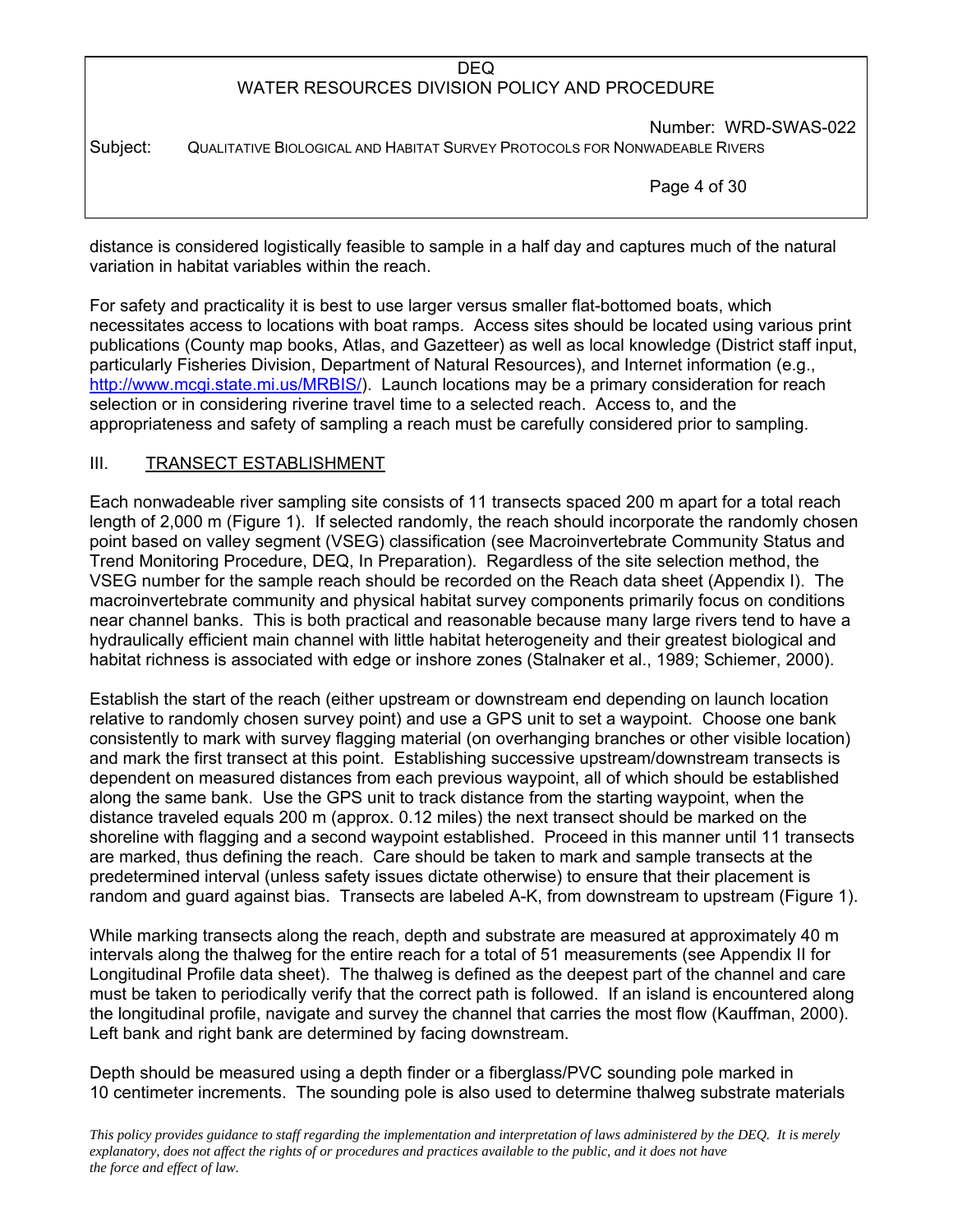distance is considered logistically feasible to sample in a half day and captures much of the natural variation in habitat variables within the reach.

For safety and practicality it is best to use larger versus smaller flat-bottomed boats, which necessitates access to locations with boat ramps. Access sites should be located using various print publications (County map books, Atlas, and Gazetteer) as well as local knowledge (District staff input, particularly Fisheries Division, Department of Natural Resources), and Internet information (e.g., http://www.mcgi.state.mi.us/MRBIS/). Launch locations may be a primary consideration for reach selection or in considering riverine travel time to a selected reach. Access to, and the appropriateness and safety of sampling a reach must be carefully considered prior to sampling.

## III. TRANSECT ESTABLISHMENT

Each nonwadeable river sampling site consists of 11 transects spaced 200 m apart for a total reach length of 2,000 m (Figure 1). If selected randomly, the reach should incorporate the randomly chosen point based on valley segment (VSEG) classification (see Macroinvertebrate Community Status and Trend Monitoring Procedure, DEQ, In Preparation). Regardless of the site selection method, the VSEG number for the sample reach should be recorded on the Reach data sheet (Appendix I). The macroinvertebrate community and physical habitat survey components primarily focus on conditions near channel banks. This is both practical and reasonable because many large rivers tend to have a hydraulically efficient main channel with little habitat heterogeneity and their greatest biological and habitat richness is associated with edge or inshore zones (Stalnaker et al., 1989; Schiemer, 2000).

Establish the start of the reach (either upstream or downstream end depending on launch location relative to randomly chosen survey point) and use a GPS unit to set a waypoint. Choose one bank consistently to mark with survey flagging material (on overhanging branches or other visible location) and mark the first transect at this point. Establishing successive upstream/downstream transects is dependent on measured distances from each previous waypoint, all of which should be established along the same bank. Use the GPS unit to track distance from the starting waypoint, when the distance traveled equals 200 m (approx. 0.12 miles) the next transect should be marked on the shoreline with flagging and a second waypoint established. Proceed in this manner until 11 transects are marked, thus defining the reach. Care should be taken to mark and sample transects at the predetermined interval (unless safety issues dictate otherwise) to ensure that their placement is random and guard against bias. Transects are labeled A-K, from downstream to upstream (Figure 1).

While marking transects along the reach, depth and substrate are measured at approximately 40 m intervals along the thalweg for the entire reach for a total of 51 measurements (see Appendix II for Longitudinal Profile data sheet). The thalweg is defined as the deepest part of the channel and care must be taken to periodically verify that the correct path is followed. If an island is encountered along the longitudinal profile, navigate and survey the channel that carries the most flow (Kauffman, 2000). Left bank and right bank are determined by facing downstream.

Depth should be measured using a depth finder or a fiberglass/PVC sounding pole marked in 10 centimeter increments. The sounding pole is also used to determine thalweg substrate materials

*This policy provides guidance to staff regarding the implementation and interpretation of laws administered by the DEQ. It is merely explanatory, does not affect the rights of or procedures and practices available to the public, and it does not have the force and effect of law.*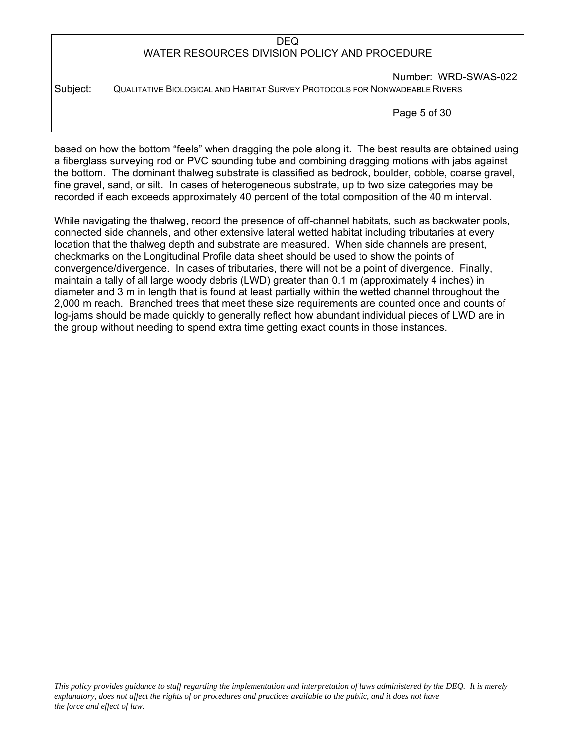based on how the bottom "feels" when dragging the pole along it. The best results are obtained using a fiberglass surveying rod or PVC sounding tube and combining dragging motions with jabs against the bottom. The dominant thalweg substrate is classified as bedrock, boulder, cobble, coarse gravel, fine gravel, sand, or silt. In cases of heterogeneous substrate, up to two size categories may be recorded if each exceeds approximately 40 percent of the total composition of the 40 m interval.

While navigating the thalweg, record the presence of off-channel habitats, such as backwater pools, connected side channels, and other extensive lateral wetted habitat including tributaries at every location that the thalweg depth and substrate are measured. When side channels are present, checkmarks on the Longitudinal Profile data sheet should be used to show the points of convergence/divergence. In cases of tributaries, there will not be a point of divergence. Finally, maintain a tally of all large woody debris (LWD) greater than 0.1 m (approximately 4 inches) in diameter and 3 m in length that is found at least partially within the wetted channel throughout the 2,000 m reach. Branched trees that meet these size requirements are counted once and counts of log-jams should be made quickly to generally reflect how abundant individual pieces of LWD are in the group without needing to spend extra time getting exact counts in those instances.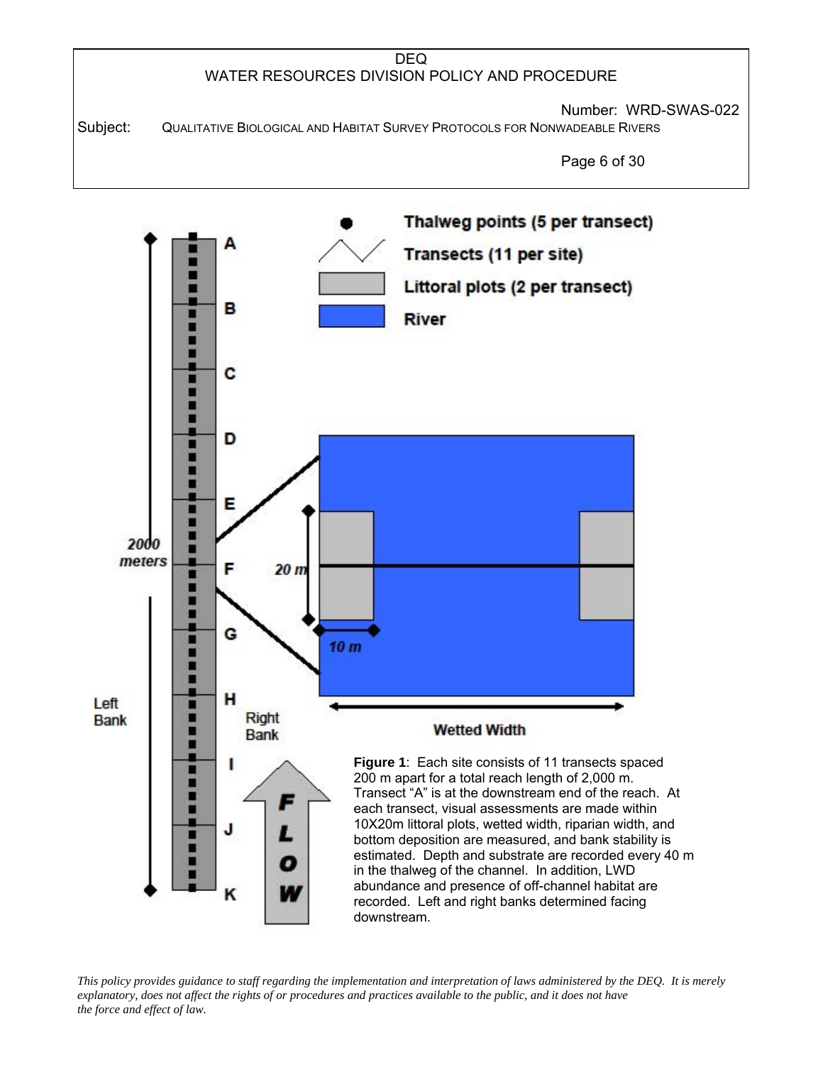**Figure 1**: Each site consists of 11 transects spaced 200 m apart for a total reach length of 2,000 m. Transect "A" is at the downstream end of the reach. At each transect, visual assessments are made within 10X20m littoral plots, wetted width, riparian width, and bottom deposition are measured, and bank stability is estimated. Depth and substrate are recorded every 40 m in the thalweg of the channel. In addition, LWD abundance and presence of off-channel habitat are recorded. Left and right banks determined facing downstream.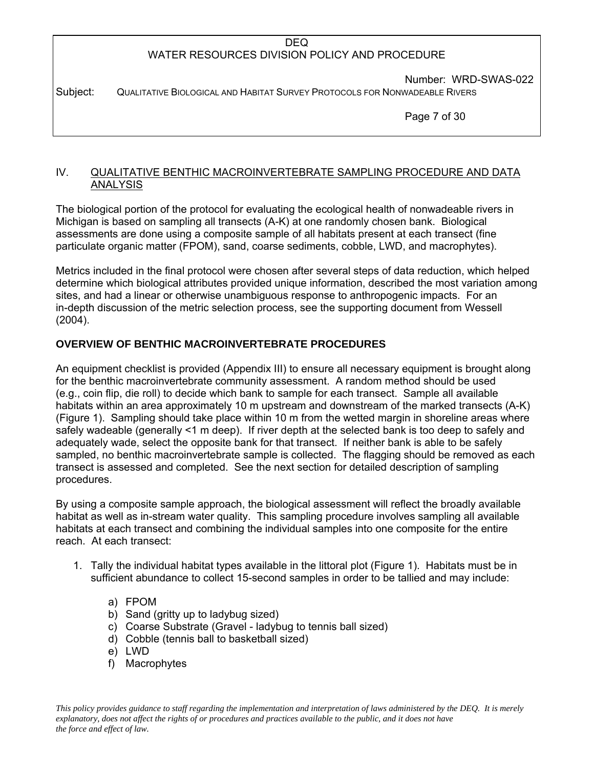## IV. QUALITATIVE BENTHIC MACROINVERTEBRATE SAMPLING PROCEDURE AND DATA ANALYSIS

The biological portion of the protocol for evaluating the ecological health of nonwadeable rivers in Michigan is based on sampling all transects (A-K) at one randomly chosen bank. Biological assessments are done using a composite sample of all habitats present at each transect (fine particulate organic matter (FPOM), sand, coarse sediments, cobble, LWD, and macrophytes).

Metrics included in the final protocol were chosen after several steps of data reduction, which helped determine which biological attributes provided unique information, described the most variation among sites, and had a linear or otherwise unambiguous response to anthropogenic impacts. For an in-depth discussion of the metric selection process, see the supporting document from Wessell (2004).

### OVERVIEW OF BENTHIC MACROINVERTEBRATE PROCEDURES

An equipment checklist is provided (Appendix III) to ensure all necessary equipment is brought along for the benthic macroinvertebrate community assessment. A random method should be used (e.g., coin flip, die roll) to decide which bank to sample for each transect. Sample all available habitats within an area approximately 10 m upstream and downstream of the marked transects (A-K) (Figure 1). Sampling should take place within 10 m from the wetted margin in shoreline areas where safely wadeable (generally <1 m deep). If river depth at the selected bank is too deep to safely and adequately wade, select the opposite bank for that transect. If neither bank is able to be safely sampled, no benthic macroinvertebrate sample is collected. The flagging should be removed as each transect is assessed and completed. See the next section for detailed description of sampling procedures.

By using a composite sample approach, the biological assessment will reflect the broadly available habitat as well as in-stream water quality. This sampling procedure involves sampling all available habitats at each transect and combining the individual samples into one composite for the entire reach. At each transect:

1. Tally the individual habitat types available in the littoral plot (Figure 1). Habitats must be in sufficient abundance to collect 15-second samples in order to be tallied and may include:

    a) FPOM
    b) Sand (gritty up to ladybug sized)
    c) Coarse Substrate (Gravel - ladybug to tennis ball sized)
    d) Cobble (tennis ball to basketball sized)
    e) LWD
    f) Macrophytes

*This policy provides guidance to staff regarding the implementation and interpretation of laws administered by the DEQ. It is merely explanatory, does not affect the rights of or procedures and practices available to the public, and it does not have the force and effect of law.*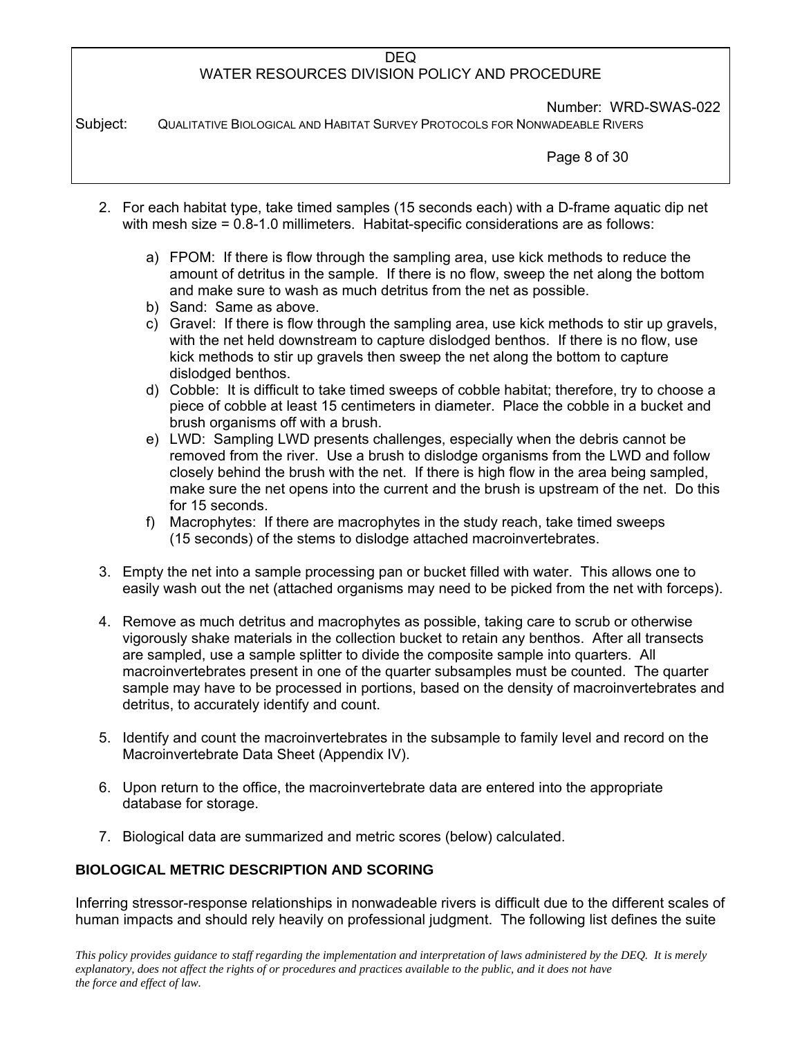2. For each habitat type, take timed samples (15 seconds each) with a D-frame aquatic dip net with mesh size = 0.8-1.0 millimeters. Habitat-specific considerations are as follows:

   a) FPOM: If there is flow through the sampling area, use kick methods to reduce the amount of detritus in the sample. If there is no flow, sweep the net along the bottom and make sure to wash as much detritus from the net as possible.
   b) Sand: Same as above.
   c) Gravel: If there is flow through the sampling area, use kick methods to stir up gravels, with the net held downstream to capture dislodged benthos. If there is no flow, use kick methods to stir up gravels then sweep the net along the bottom to capture dislodged benthos.
   d) Cobble: It is difficult to take timed sweeps of cobble habitat; therefore, try to choose a piece of cobble at least 15 centimeters in diameter. Place the cobble in a bucket and brush organisms off with a brush.
   e) LWD: Sampling LWD presents challenges, especially when the debris cannot be removed from the river. Use a brush to dislodge organisms from the LWD and follow closely behind the brush with the net. If there is high flow in the area being sampled, make sure the net opens into the current and the brush is upstream of the net. Do this for 15 seconds.
   f) Macrophytes: If there are macrophytes in the study reach, take timed sweeps (15 seconds) of the stems to dislodge attached macroinvertebrates.

3. Empty the net into a sample processing pan or bucket filled with water. This allows one to easily wash out the net (attached organisms may need to be picked from the net with forceps).

4. Remove as much detritus and macrophytes as possible, taking care to scrub or otherwise vigorously shake materials in the collection bucket to retain any benthos. After all transects are sampled, use a sample splitter to divide the composite sample into quarters. All macroinvertebrates present in one of the quarter subsamples must be counted. The quarter sample may have to be processed in portions, based on the density of macroinvertebrates and detritus, to accurately identify and count.

5. Identify and count the macroinvertebrates in the subsample to family level and record on the Macroinvertebrate Data Sheet (Appendix IV).

6. Upon return to the office, the macroinvertebrate data are entered into the appropriate database for storage.

7. Biological data are summarized and metric scores (below) calculated.

## BIOLOGICAL METRIC DESCRIPTION AND SCORING

Inferring stressor-response relationships in nonwadeable rivers is difficult due to the different scales of human impacts and should rely heavily on professional judgment. The following list defines the suite

*This policy provides guidance to staff regarding the implementation and interpretation of laws administered by the DEQ. It is merely explanatory, does not affect the rights of or procedures and practices available to the public, and it does not have the force and effect of law.*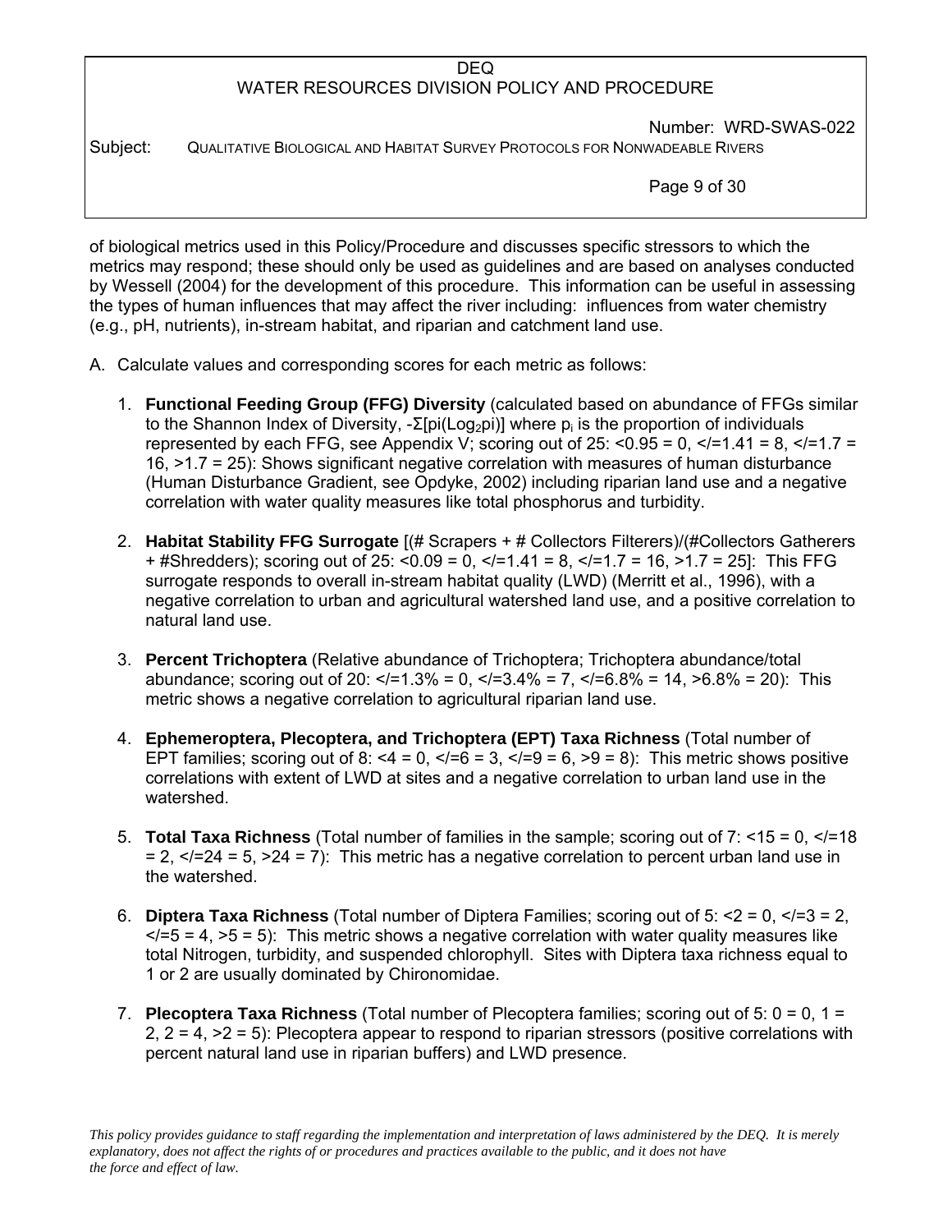of biological metrics used in this Policy/Procedure and discusses specific stressors to which the metrics may respond; these should only be used as guidelines and are based on analyses conducted by Wessell (2004) for the development of this procedure. This information can be useful in assessing the types of human influences that may affect the river including: influences from water chemistry (e.g., pH, nutrients), in-stream habitat, and riparian and catchment land use.

A. Calculate values and corresponding scores for each metric as follows:

1. **Functional Feeding Group (FFG) Diversity** (calculated based on abundance of FFGs similar to the Shannon Index of Diversity, $-\Sigma[pi(Log_2 pi)]$ where $p_i$ is the proportion of individuals represented by each FFG, see Appendix V; scoring out of 25: <0.95 = 0, </=1.41 = 8, </=1.7 = 16, >1.7 = 25): Shows significant negative correlation with measures of human disturbance (Human Disturbance Gradient, see Opdyke, 2002) including riparian land use and a negative correlation with water quality measures like total phosphorus and turbidity.

2. **Habitat Stability FFG Surrogate** [(# Scrapers + # Collectors Filterers)/(#Collectors Gatherers + #Shredders); scoring out of 25: <0.09 = 0, </=1.41 = 8, </=1.7 = 16, >1.7 = 25]: This FFG surrogate responds to overall in-stream habitat quality (LWD) (Merritt et al., 1996), with a negative correlation to urban and agricultural watershed land use, and a positive correlation to natural land use.

3. **Percent Trichoptera** (Relative abundance of Trichoptera; Trichoptera abundance/total abundance; scoring out of 20: </=1.3% = 0, </=3.4% = 7, </=6.8% = 14, >6.8% = 20): This metric shows a negative correlation to agricultural riparian land use.

4. **Ephemeroptera, Plecoptera, and Trichoptera (EPT) Taxa Richness** (Total number of EPT families; scoring out of 8: <4 = 0, </=6 = 3, </=9 = 6, >9 = 8): This metric shows positive correlations with extent of LWD at sites and a negative correlation to urban land use in the watershed.

5. **Total Taxa Richness** (Total number of families in the sample; scoring out of 7: <15 = 0, </=18 = 2, </=24 = 5, >24 = 7): This metric has a negative correlation to percent urban land use in the watershed.

6. **Diptera Taxa Richness** (Total number of Diptera Families; scoring out of 5: <2 = 0, </=3 = 2, </=5 = 4, >5 = 5): This metric shows a negative correlation with water quality measures like total Nitrogen, turbidity, and suspended chlorophyll. Sites with Diptera taxa richness equal to 1 or 2 are usually dominated by Chironomidae.

7. **Plecoptera Taxa Richness** (Total number of Plecoptera families; scoring out of 5: 0 = 0, 1 = 2, 2 = 4, >2 = 5): Plecoptera appear to respond to riparian stressors (positive correlations with percent natural land use in riparian buffers) and LWD presence.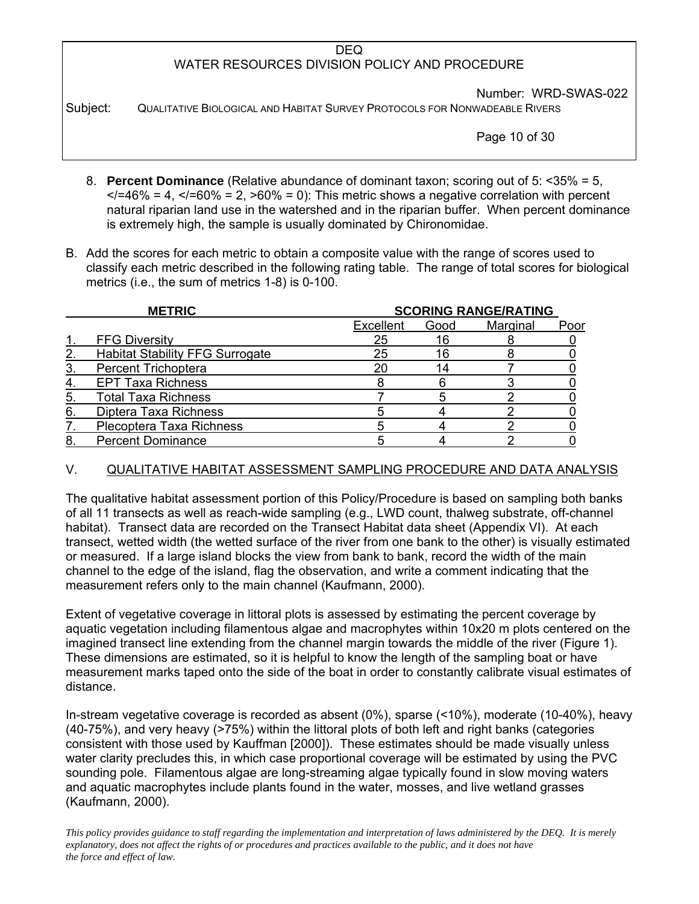8. **Percent Dominance** (Relative abundance of dominant taxon; scoring out of 5: <35% = 5, </=46% = 4, </=60% = 2, >60% = 0): This metric shows a negative correlation with percent natural riparian land use in the watershed and in the riparian buffer. When percent dominance is extremely high, the sample is usually dominated by Chironomidae.

B. Add the scores for each metric to obtain a composite value with the range of scores used to classify each metric described in the following rating table. The range of total scores for biological metrics (i.e., the sum of metrics 1-8) is 0-100.

| METRIC | | SCORING RANGE/RATING | | | |
|---|---|---|---|---|---|
| | | Excellent | Good | Marginal | Poor |
| 1. | FFG Diversity | 25 | 16 | 8 | 0 |
| 2. | Habitat Stability FFG Surrogate | 25 | 16 | 8 | 0 |
| 3. | Percent Trichoptera | 20 | 14 | 7 | 0 |
| 4. | EPT Taxa Richness | 8 | 6 | 3 | 0 |
| 5. | Total Taxa Richness | 7 | 5 | 2 | 0 |
| 6. | Diptera Taxa Richness | 5 | 4 | 2 | 0 |
| 7. | Plecoptera Taxa Richness | 5 | 4 | 2 | 0 |
| 8. | Percent Dominance | 5 | 4 | 2 | 0 |

## V. QUALITATIVE HABITAT ASSESSMENT SAMPLING PROCEDURE AND DATA ANALYSIS

The qualitative habitat assessment portion of this Policy/Procedure is based on sampling both banks of all 11 transects as well as reach-wide sampling (e.g., LWD count, thalweg substrate, off-channel habitat). Transect data are recorded on the Transect Habitat data sheet (Appendix VI). At each transect, wetted width (the wetted surface of the river from one bank to the other) is visually estimated or measured. If a large island blocks the view from bank to bank, record the width of the main channel to the edge of the island, flag the observation, and write a comment indicating that the measurement refers only to the main channel (Kaufmann, 2000).

Extent of vegetative coverage in littoral plots is assessed by estimating the percent coverage by aquatic vegetation including filamentous algae and macrophytes within 10x20 m plots centered on the imagined transect line extending from the channel margin towards the middle of the river (Figure 1). These dimensions are estimated, so it is helpful to know the length of the sampling boat or have measurement marks taped onto the side of the boat in order to constantly calibrate visual estimates of distance.

In-stream vegetative coverage is recorded as absent (0%), sparse (<10%), moderate (10-40%), heavy (40-75%), and very heavy (>75%) within the littoral plots of both left and right banks (categories consistent with those used by Kauffman [2000]). These estimates should be made visually unless water clarity precludes this, in which case proportional coverage will be estimated by using the PVC sounding pole. Filamentous algae are long-streaming algae typically found in slow moving waters and aquatic macrophytes include plants found in the water, mosses, and live wetland grasses (Kaufmann, 2000).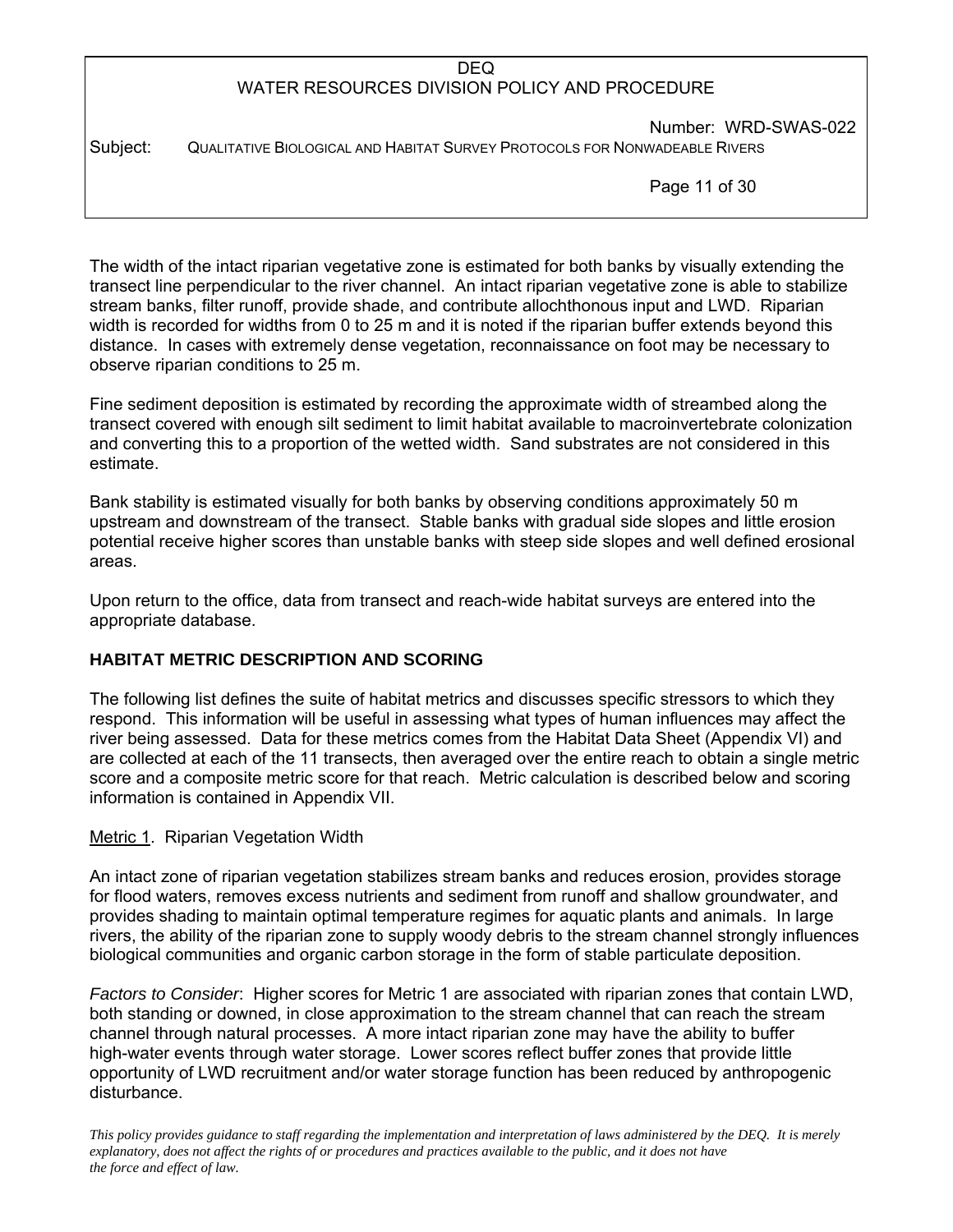The width of the intact riparian vegetative zone is estimated for both banks by visually extending the transect line perpendicular to the river channel. An intact riparian vegetative zone is able to stabilize stream banks, filter runoff, provide shade, and contribute allochthonous input and LWD. Riparian width is recorded for widths from 0 to 25 m and it is noted if the riparian buffer extends beyond this distance. In cases with extremely dense vegetation, reconnaissance on foot may be necessary to observe riparian conditions to 25 m.

Fine sediment deposition is estimated by recording the approximate width of streambed along the transect covered with enough silt sediment to limit habitat available to macroinvertebrate colonization and converting this to a proportion of the wetted width. Sand substrates are not considered in this estimate.

Bank stability is estimated visually for both banks by observing conditions approximately 50 m upstream and downstream of the transect. Stable banks with gradual side slopes and little erosion potential receive higher scores than unstable banks with steep side slopes and well defined erosional areas.

Upon return to the office, data from transect and reach-wide habitat surveys are entered into the appropriate database.

## HABITAT METRIC DESCRIPTION AND SCORING

The following list defines the suite of habitat metrics and discusses specific stressors to which they respond. This information will be useful in assessing what types of human influences may affect the river being assessed. Data for these metrics comes from the Habitat Data Sheet (Appendix VI) and are collected at each of the 11 transects, then averaged over the entire reach to obtain a single metric score and a composite metric score for that reach. Metric calculation is described below and scoring information is contained in Appendix VII.

<u>Metric 1</u>. Riparian Vegetation Width

An intact zone of riparian vegetation stabilizes stream banks and reduces erosion, provides storage for flood waters, removes excess nutrients and sediment from runoff and shallow groundwater, and provides shading to maintain optimal temperature regimes for aquatic plants and animals. In large rivers, the ability of the riparian zone to supply woody debris to the stream channel strongly influences biological communities and organic carbon storage in the form of stable particulate deposition.

*Factors to Consider*: Higher scores for Metric 1 are associated with riparian zones that contain LWD, both standing or downed, in close approximation to the stream channel that can reach the stream channel through natural processes. A more intact riparian zone may have the ability to buffer high-water events through water storage. Lower scores reflect buffer zones that provide little opportunity of LWD recruitment and/or water storage function has been reduced by anthropogenic disturbance.

*This policy provides guidance to staff regarding the implementation and interpretation of laws administered by the DEQ. It is merely explanatory, does not affect the rights of or procedures and practices available to the public, and it does not have the force and effect of law.*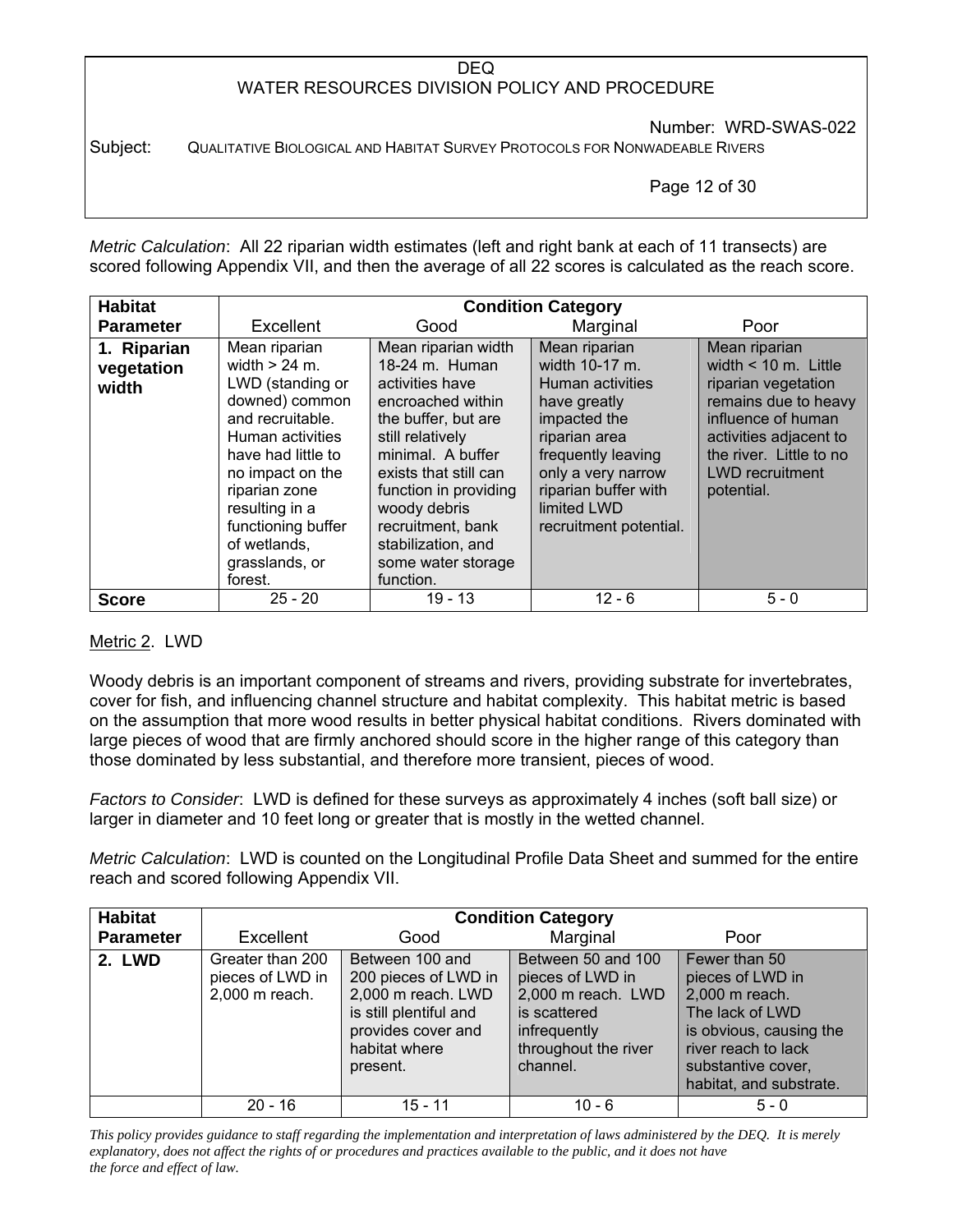*Metric Calculation*: All 22 riparian width estimates (left and right bank at each of 11 transects) are scored following Appendix VII, and then the average of all 22 scores is calculated as the reach score.

| Habitat Parameter | Condition Category | | | |
|---|---|---|---|---|
| | Excellent | Good | Marginal | Poor |
| **1. Riparian vegetation width** | Mean riparian width > 24 m. LWD (standing or downed) common and recruitable. Human activities have had little to no impact on the riparian zone resulting in a functioning buffer of wetlands, grasslands, or forest. | Mean riparian width 18-24 m. Human activities have encroached within the buffer, but are still relatively minimal. A buffer exists that still can function in providing woody debris recruitment, bank stabilization, and some water storage function. | Mean riparian width 10-17 m. Human activities have greatly impacted the riparian area frequently leaving only a very narrow riparian buffer with limited LWD recruitment potential. | Mean riparian width < 10 m. Little riparian vegetation remains due to heavy influence of human activities adjacent to the river. Little to no LWD recruitment potential. |
| **Score** | 25 - 20 | 19 - 13 | 12 - 6 | 5 - 0 |

Metric 2. LWD

Woody debris is an important component of streams and rivers, providing substrate for invertebrates, cover for fish, and influencing channel structure and habitat complexity. This habitat metric is based on the assumption that more wood results in better physical habitat conditions. Rivers dominated with large pieces of wood that are firmly anchored should score in the higher range of this category than those dominated by less substantial, and therefore more transient, pieces of wood.

*Factors to Consider*: LWD is defined for these surveys as approximately 4 inches (soft ball size) or larger in diameter and 10 feet long or greater that is mostly in the wetted channel.

*Metric Calculation*: LWD is counted on the Longitudinal Profile Data Sheet and summed for the entire reach and scored following Appendix VII.

| Habitat Parameter | Condition Category | | | |
|---|---|---|---|---|
| | Excellent | Good | Marginal | Poor |
| **2. LWD** | Greater than 200 pieces of LWD in 2,000 m reach. | Between 100 and 200 pieces of LWD in 2,000 m reach. LWD is still plentiful and provides cover and habitat where present. | Between 50 and 100 pieces of LWD in 2,000 m reach. LWD is scattered infrequently throughout the river channel. | Fewer than 50 pieces of LWD in 2,000 m reach. The lack of LWD is obvious, causing the river reach to lack substantive cover, habitat, and substrate. |
| | 20 - 16 | 15 - 11 | 10 - 6 | 5 - 0 |

*This policy provides guidance to staff regarding the implementation and interpretation of laws administered by the DEQ. It is merely explanatory, does not affect the rights of or procedures and practices available to the public, and it does not have the force and effect of law.*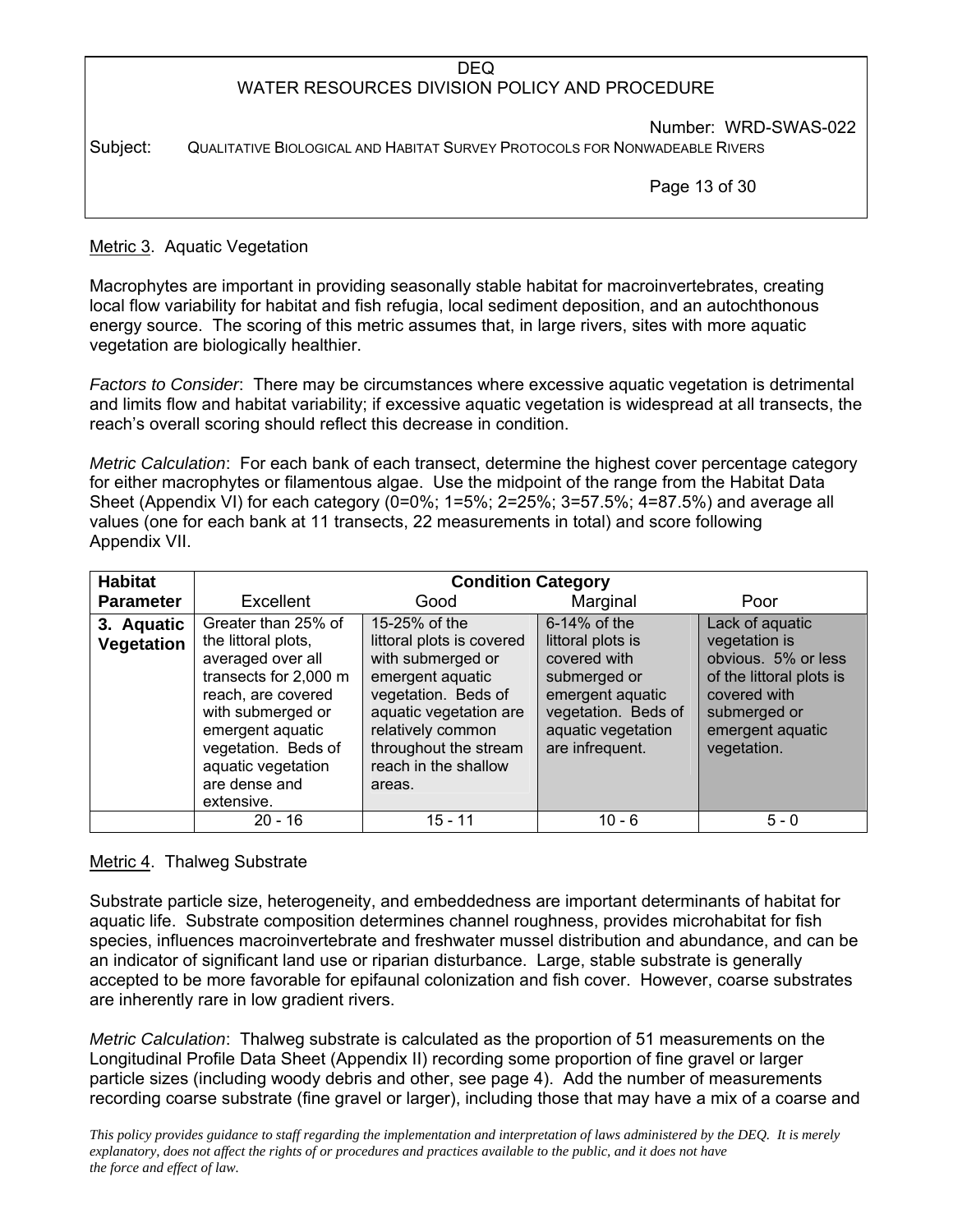Metric 3. Aquatic Vegetation

Macrophytes are important in providing seasonally stable habitat for macroinvertebrates, creating local flow variability for habitat and fish refugia, local sediment deposition, and an autochthonous energy source. The scoring of this metric assumes that, in large rivers, sites with more aquatic vegetation are biologically healthier.

*Factors to Consider*: There may be circumstances where excessive aquatic vegetation is detrimental and limits flow and habitat variability; if excessive aquatic vegetation is widespread at all transects, the reach's overall scoring should reflect this decrease in condition.

*Metric Calculation*: For each bank of each transect, determine the highest cover percentage category for either macrophytes or filamentous algae. Use the midpoint of the range from the Habitat Data Sheet (Appendix VI) for each category (0=0%; 1=5%; 2=25%; 3=57.5%; 4=87.5%) and average all values (one for each bank at 11 transects, 22 measurements in total) and score following Appendix VII.

| Habitat Parameter | Condition Category | | | |
|---|---|---|---|---|
| | Excellent | Good | Marginal | Poor |
| **3. Aquatic Vegetation** | Greater than 25% of the littoral plots, averaged over all transects for 2,000 m reach, are covered with submerged or emergent aquatic vegetation. Beds of aquatic vegetation are dense and extensive. | 15-25% of the littoral plots is covered with submerged or emergent aquatic vegetation. Beds of aquatic vegetation are relatively common throughout the stream reach in the shallow areas. | 6-14% of the littoral plots is covered with submerged or emergent aquatic vegetation. Beds of aquatic vegetation are infrequent. | Lack of aquatic vegetation is obvious. 5% or less of the littoral plots is covered with submerged or emergent aquatic vegetation. |
| | 20 - 16 | 15 - 11 | 10 - 6 | 5 - 0 |

Metric 4. Thalweg Substrate

Substrate particle size, heterogeneity, and embeddedness are important determinants of habitat for aquatic life. Substrate composition determines channel roughness, provides microhabitat for fish species, influences macroinvertebrate and freshwater mussel distribution and abundance, and can be an indicator of significant land use or riparian disturbance. Large, stable substrate is generally accepted to be more favorable for epifaunal colonization and fish cover. However, coarse substrates are inherently rare in low gradient rivers.

*Metric Calculation*: Thalweg substrate is calculated as the proportion of 51 measurements on the Longitudinal Profile Data Sheet (Appendix II) recording some proportion of fine gravel or larger particle sizes (including woody debris and other, see page 4). Add the number of measurements recording coarse substrate (fine gravel or larger), including those that may have a mix of a coarse and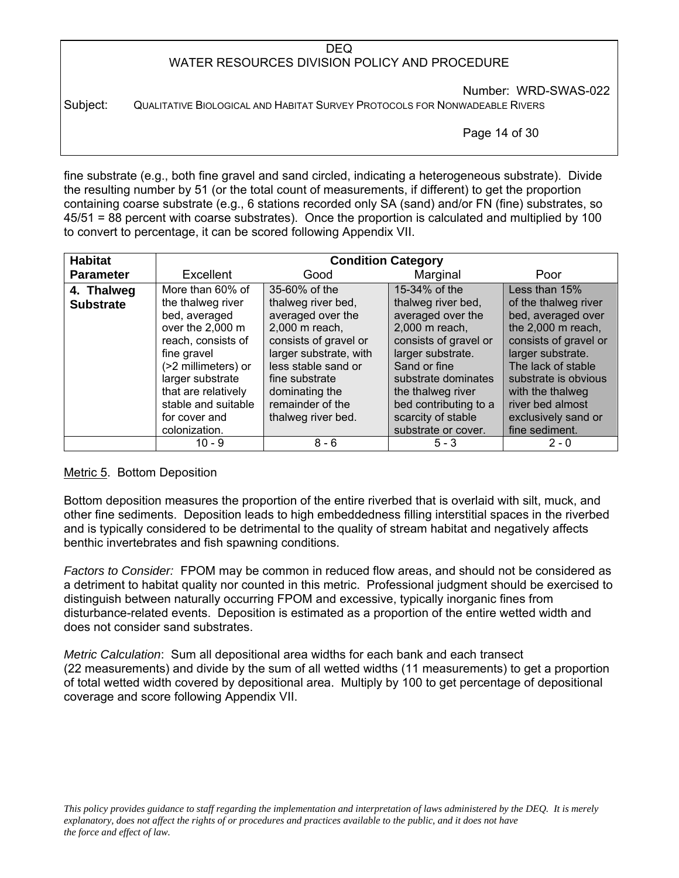fine substrate (e.g., both fine gravel and sand circled, indicating a heterogeneous substrate). Divide the resulting number by 51 (or the total count of measurements, if different) to get the proportion containing coarse substrate (e.g., 6 stations recorded only SA (sand) and/or FN (fine) substrates, so 45/51 = 88 percent with coarse substrates). Once the proportion is calculated and multiplied by 100 to convert to percentage, it can be scored following Appendix VII.

| Habitat Parameter | Condition Category | | | |
|---|---|---|---|---|
| | Excellent | Good | Marginal | Poor |
| **4. Thalweg Substrate** | More than 60% of the thalweg river bed, averaged over the 2,000 m reach, consists of fine gravel (>2 millimeters) or larger substrate that are relatively stable and suitable for cover and colonization. | 35-60% of the thalweg river bed, averaged over the 2,000 m reach, consists of gravel or larger substrate, with less stable sand or fine substrate dominating the remainder of the thalweg river bed. | 15-34% of the thalweg river bed, averaged over the 2,000 m reach, consists of gravel or larger substrate. Sand or fine substrate dominates the thalweg river bed contributing to a scarcity of stable substrate or cover. | Less than 15% of the thalweg river bed, averaged over the 2,000 m reach, consists of gravel or larger substrate. The lack of stable substrate is obvious with the thalweg river bed almost exclusively sand or fine sediment. |
| | 10 - 9 | 8 - 6 | 5 - 3 | 2 - 0 |

Metric 5. Bottom Deposition

Bottom deposition measures the proportion of the entire riverbed that is overlaid with silt, muck, and other fine sediments. Deposition leads to high embeddedness filling interstitial spaces in the riverbed and is typically considered to be detrimental to the quality of stream habitat and negatively affects benthic invertebrates and fish spawning conditions.

*Factors to Consider:* FPOM may be common in reduced flow areas, and should not be considered as a detriment to habitat quality nor counted in this metric. Professional judgment should be exercised to distinguish between naturally occurring FPOM and excessive, typically inorganic fines from disturbance-related events. Deposition is estimated as a proportion of the entire wetted width and does not consider sand substrates.

*Metric Calculation*: Sum all depositional area widths for each bank and each transect (22 measurements) and divide by the sum of all wetted widths (11 measurements) to get a proportion of total wetted width covered by depositional area. Multiply by 100 to get percentage of depositional coverage and score following Appendix VII.

*This policy provides guidance to staff regarding the implementation and interpretation of laws administered by the DEQ. It is merely explanatory, does not affect the rights of or procedures and practices available to the public, and it does not have the force and effect of law.*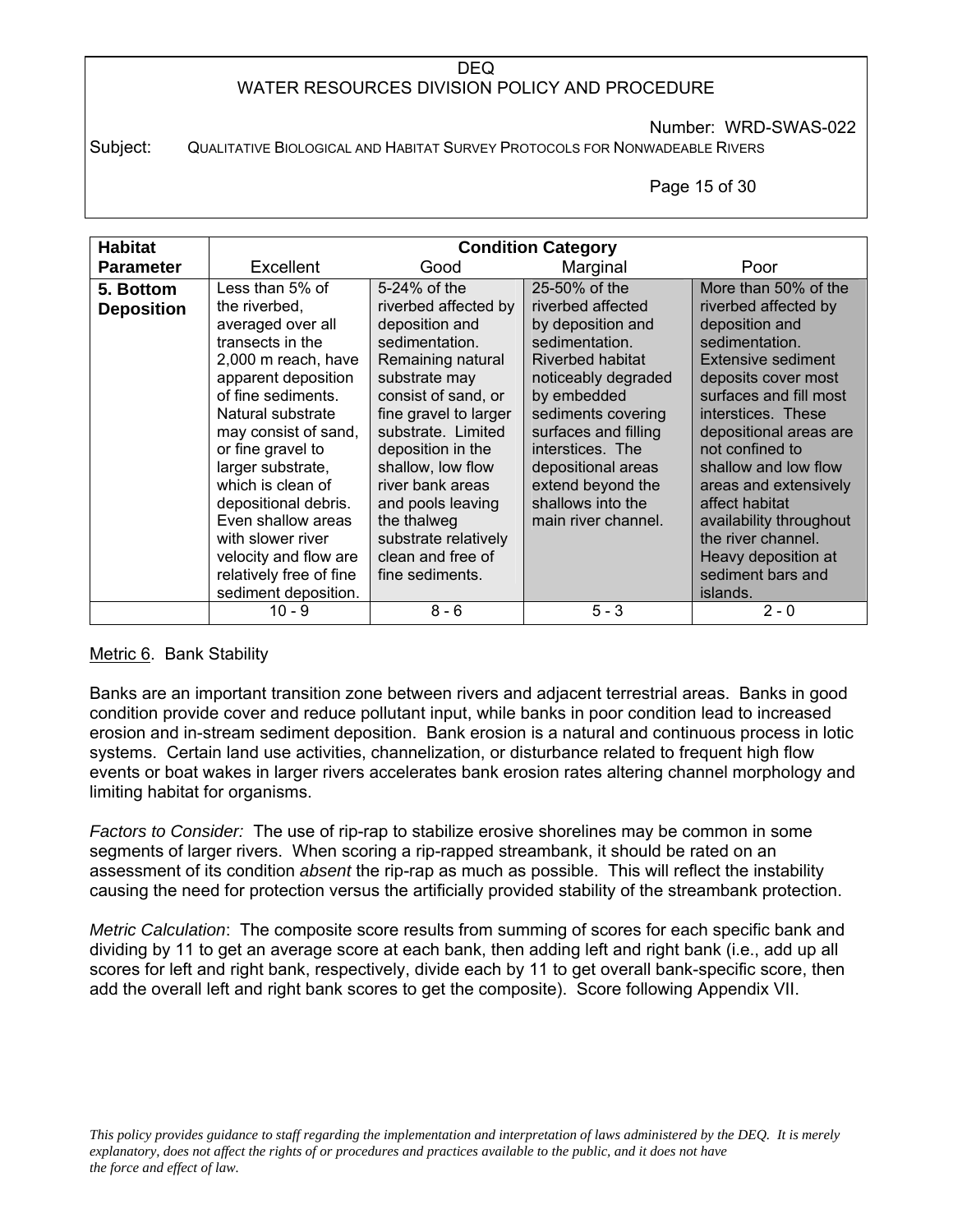| Habitat Parameter | Condition Category | | | |
|---|---|---|---|---|
| | Excellent | Good | Marginal | Poor |
| **5. Bottom Deposition** | Less than 5% of the riverbed, averaged over all transects in the 2,000 m reach, have apparent deposition of fine sediments. Natural substrate may consist of sand, or fine gravel to larger substrate, which is clean of depositional debris. Even shallow areas with slower river velocity and flow are relatively free of fine sediment deposition. | 5-24% of the riverbed affected by deposition and sedimentation. Remaining natural substrate may consist of sand, or fine gravel to larger substrate. Limited deposition in the shallow, low flow river bank areas and pools leaving the thalweg substrate relatively clean and free of fine sediments. | 25-50% of the riverbed affected by deposition and sedimentation. Riverbed habitat noticeably degraded by embedded sediments covering surfaces and filling interstices. The depositional areas extend beyond the shallows into the main river channel. | More than 50% of the riverbed affected by deposition and sedimentation. Extensive sediment deposits cover most surfaces and fill most interstices. These depositional areas are not confined to shallow and low flow areas and extensively affect habitat availability throughout the river channel. Heavy deposition at sediment bars and islands. |
| | 10 - 9 | 8 - 6 | 5 - 3 | 2 - 0 |

Metric 6. Bank Stability

Banks are an important transition zone between rivers and adjacent terrestrial areas. Banks in good condition provide cover and reduce pollutant input, while banks in poor condition lead to increased erosion and in-stream sediment deposition. Bank erosion is a natural and continuous process in lotic systems. Certain land use activities, channelization, or disturbance related to frequent high flow events or boat wakes in larger rivers accelerates bank erosion rates altering channel morphology and limiting habitat for organisms.

*Factors to Consider:* The use of rip-rap to stabilize erosive shorelines may be common in some segments of larger rivers. When scoring a rip-rapped streambank, it should be rated on an assessment of its condition *absent* the rip-rap as much as possible. This will reflect the instability causing the need for protection versus the artificially provided stability of the streambank protection.

*Metric Calculation*: The composite score results from summing of scores for each specific bank and dividing by 11 to get an average score at each bank, then adding left and right bank (i.e., add up all scores for left and right bank, respectively, divide each by 11 to get overall bank-specific score, then add the overall left and right bank scores to get the composite). Score following Appendix VII.

*This policy provides guidance to staff regarding the implementation and interpretation of laws administered by the DEQ. It is merely explanatory, does not affect the rights of or procedures and practices available to the public, and it does not have the force and effect of law.*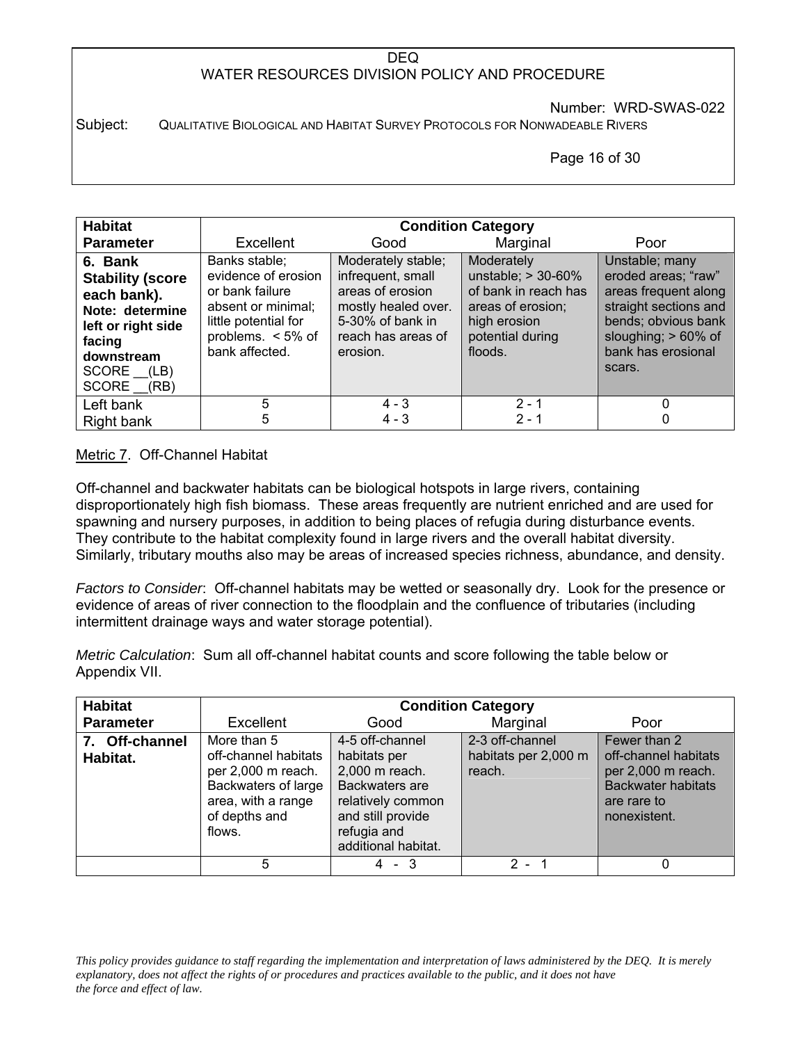| Habitat Parameter | Condition Category | | | |
|---|---|---|---|---|
| | Excellent | Good | Marginal | Poor |
| **6. Bank Stability (score each bank). Note: determine left or right side facing downstream** SCORE __(LB) SCORE __(RB) | Banks stable; evidence of erosion or bank failure absent or minimal; little potential for problems. < 5% of bank affected. | Moderately stable; infrequent, small areas of erosion mostly healed over. 5-30% of bank in reach has areas of erosion. | Moderately unstable; > 30-60% of bank in reach has areas of erosion; high erosion potential during floods. | Unstable; many eroded areas; "raw" areas frequent along straight sections and bends; obvious bank sloughing; > 60% of bank has erosional scars. |
| Left bank<br>Right bank | 5<br>5 | 4 - 3<br>4 - 3 | 2 - 1<br>2 - 1 | 0<br>0 |

Metric 7. Off-Channel Habitat

Off-channel and backwater habitats can be biological hotspots in large rivers, containing disproportionately high fish biomass. These areas frequently are nutrient enriched and are used for spawning and nursery purposes, in addition to being places of refugia during disturbance events. They contribute to the habitat complexity found in large rivers and the overall habitat diversity. Similarly, tributary mouths also may be areas of increased species richness, abundance, and density.

*Factors to Consider*: Off-channel habitats may be wetted or seasonally dry. Look for the presence or evidence of areas of river connection to the floodplain and the confluence of tributaries (including intermittent drainage ways and water storage potential).

*Metric Calculation*: Sum all off-channel habitat counts and score following the table below or Appendix VII.

| Habitat Parameter | Condition Category | | | |
|---|---|---|---|---|
| | Excellent | Good | Marginal | Poor |
| **7. Off-channel Habitat.** | More than 5 off-channel habitats per 2,000 m reach. Backwaters of large area, with a range of depths and flows. | 4-5 off-channel habitats per 2,000 m reach. Backwaters are relatively common and still provide refugia and additional habitat. | 2-3 off-channel habitats per 2,000 m reach. | Fewer than 2 off-channel habitats per 2,000 m reach. Backwater habitats are rare to nonexistent. |
| | 5 | 4 - 3 | 2 - 1 | 0 |

*This policy provides guidance to staff regarding the implementation and interpretation of laws administered by the DEQ. It is merely explanatory, does not affect the rights of or procedures and practices available to the public, and it does not have the force and effect of law.*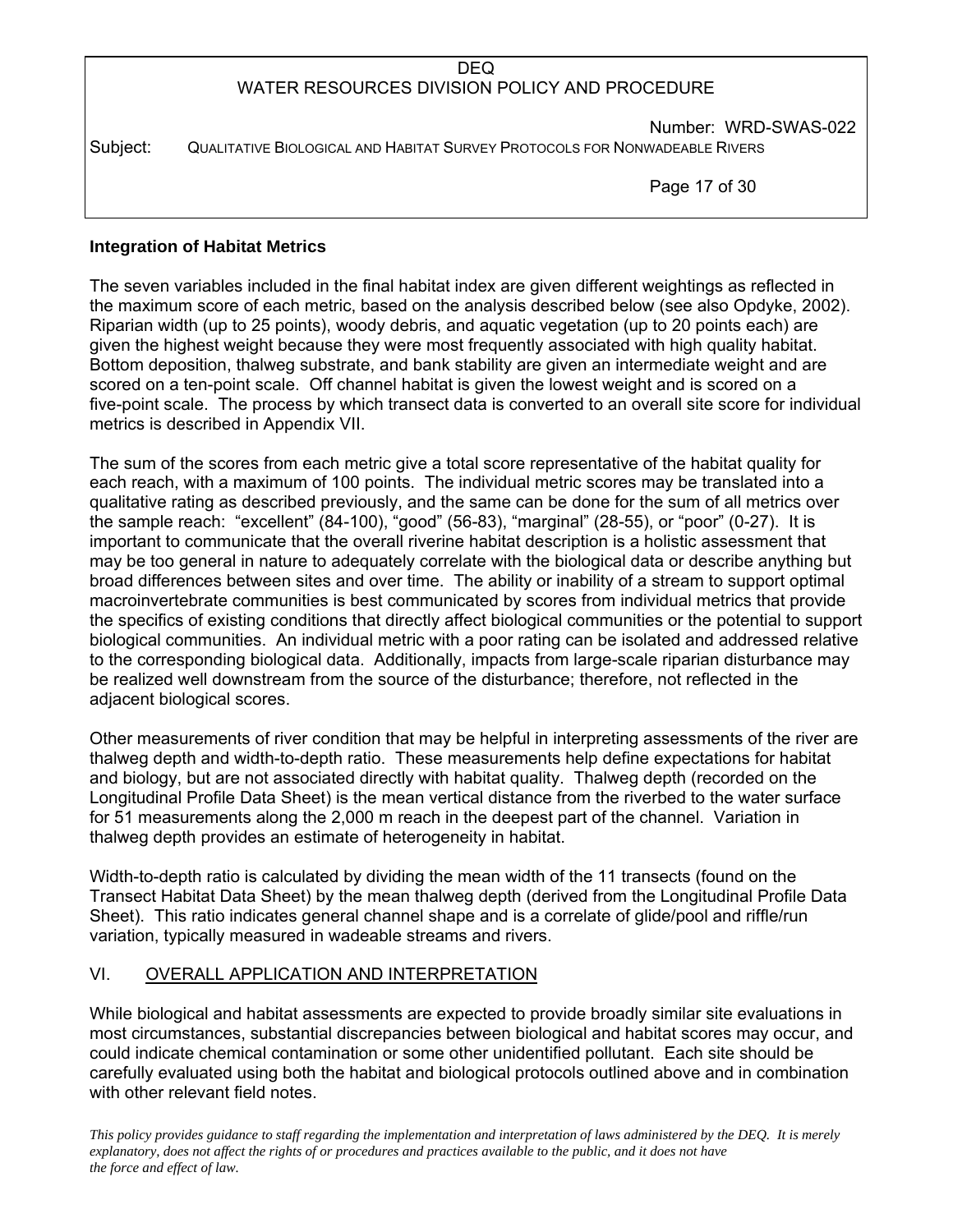### Integration of Habitat Metrics

The seven variables included in the final habitat index are given different weightings as reflected in the maximum score of each metric, based on the analysis described below (see also Opdyke, 2002). Riparian width (up to 25 points), woody debris, and aquatic vegetation (up to 20 points each) are given the highest weight because they were most frequently associated with high quality habitat. Bottom deposition, thalweg substrate, and bank stability are given an intermediate weight and are scored on a ten-point scale. Off channel habitat is given the lowest weight and is scored on a five-point scale. The process by which transect data is converted to an overall site score for individual metrics is described in Appendix VII.

The sum of the scores from each metric give a total score representative of the habitat quality for each reach, with a maximum of 100 points. The individual metric scores may be translated into a qualitative rating as described previously, and the same can be done for the sum of all metrics over the sample reach: "excellent" (84-100), "good" (56-83), "marginal" (28-55), or "poor" (0-27). It is important to communicate that the overall riverine habitat description is a holistic assessment that may be too general in nature to adequately correlate with the biological data or describe anything but broad differences between sites and over time. The ability or inability of a stream to support optimal macroinvertebrate communities is best communicated by scores from individual metrics that provide the specifics of existing conditions that directly affect biological communities or the potential to support biological communities. An individual metric with a poor rating can be isolated and addressed relative to the corresponding biological data. Additionally, impacts from large-scale riparian disturbance may be realized well downstream from the source of the disturbance; therefore, not reflected in the adjacent biological scores.

Other measurements of river condition that may be helpful in interpreting assessments of the river are thalweg depth and width-to-depth ratio. These measurements help define expectations for habitat and biology, but are not associated directly with habitat quality. Thalweg depth (recorded on the Longitudinal Profile Data Sheet) is the mean vertical distance from the riverbed to the water surface for 51 measurements along the 2,000 m reach in the deepest part of the channel. Variation in thalweg depth provides an estimate of heterogeneity in habitat.

Width-to-depth ratio is calculated by dividing the mean width of the 11 transects (found on the Transect Habitat Data Sheet) by the mean thalweg depth (derived from the Longitudinal Profile Data Sheet). This ratio indicates general channel shape and is a correlate of glide/pool and riffle/run variation, typically measured in wadeable streams and rivers.

## VI. <u>OVERALL APPLICATION AND INTERPRETATION</u>

While biological and habitat assessments are expected to provide broadly similar site evaluations in most circumstances, substantial discrepancies between biological and habitat scores may occur, and could indicate chemical contamination or some other unidentified pollutant. Each site should be carefully evaluated using both the habitat and biological protocols outlined above and in combination with other relevant field notes.

*This policy provides guidance to staff regarding the implementation and interpretation of laws administered by the DEQ. It is merely explanatory, does not affect the rights of or procedures and practices available to the public, and it does not have the force and effect of law.*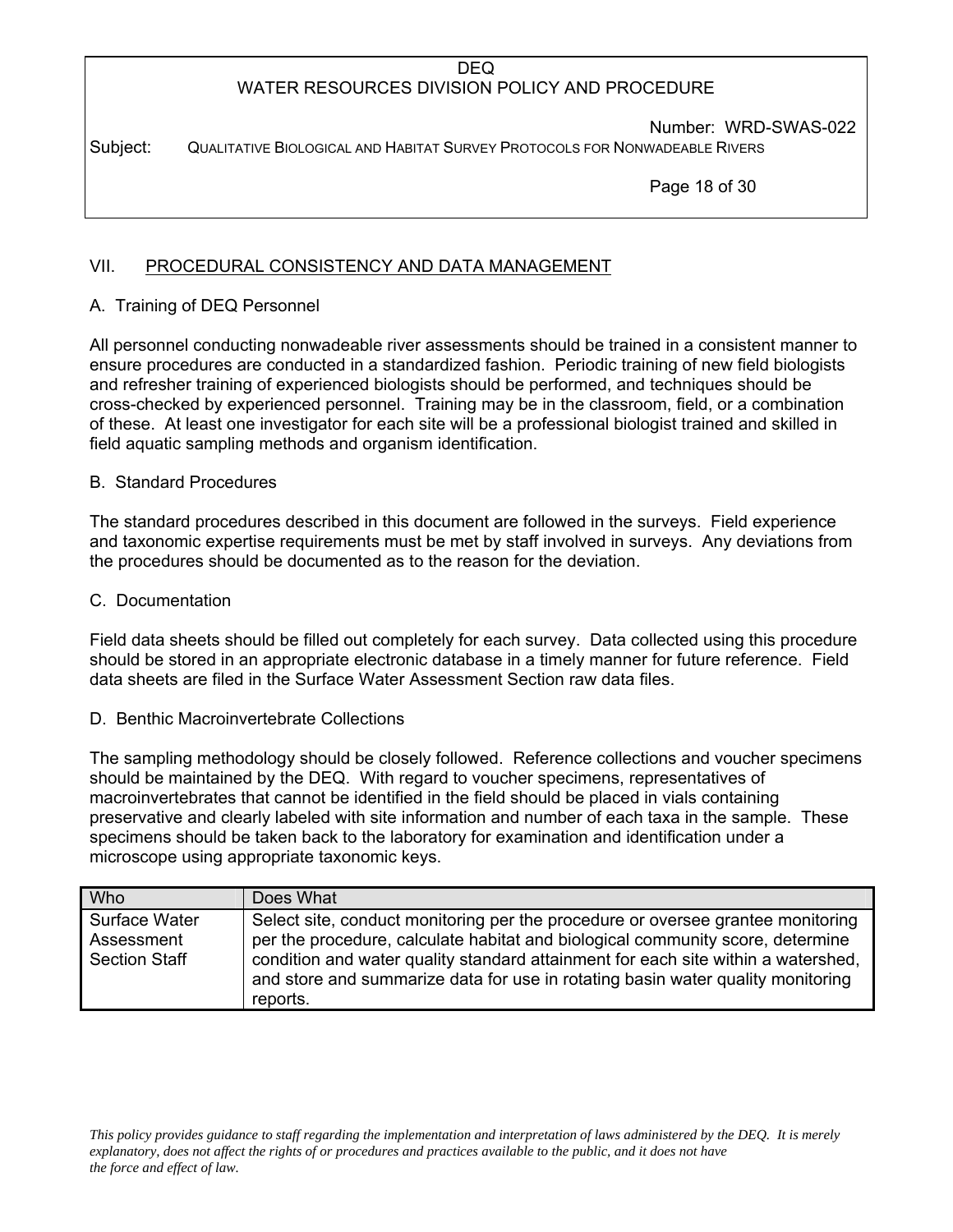## VII. PROCEDURAL CONSISTENCY AND DATA MANAGEMENT

### A. Training of DEQ Personnel

All personnel conducting nonwadeable river assessments should be trained in a consistent manner to ensure procedures are conducted in a standardized fashion. Periodic training of new field biologists and refresher training of experienced biologists should be performed, and techniques should be cross-checked by experienced personnel. Training may be in the classroom, field, or a combination of these. At least one investigator for each site will be a professional biologist trained and skilled in field aquatic sampling methods and organism identification.

### B. Standard Procedures

The standard procedures described in this document are followed in the surveys. Field experience and taxonomic expertise requirements must be met by staff involved in surveys. Any deviations from the procedures should be documented as to the reason for the deviation.

### C. Documentation

Field data sheets should be filled out completely for each survey. Data collected using this procedure should be stored in an appropriate electronic database in a timely manner for future reference. Field data sheets are filed in the Surface Water Assessment Section raw data files.

### D. Benthic Macroinvertebrate Collections

The sampling methodology should be closely followed. Reference collections and voucher specimens should be maintained by the DEQ. With regard to voucher specimens, representatives of macroinvertebrates that cannot be identified in the field should be placed in vials containing preservative and clearly labeled with site information and number of each taxa in the sample. These specimens should be taken back to the laboratory for examination and identification under a microscope using appropriate taxonomic keys.

| Who | Does What |
|---|---|
| Surface Water Assessment Section Staff | Select site, conduct monitoring per the procedure or oversee grantee monitoring per the procedure, calculate habitat and biological community score, determine condition and water quality standard attainment for each site within a watershed, and store and summarize data for use in rotating basin water quality monitoring reports. |

*This policy provides guidance to staff regarding the implementation and interpretation of laws administered by the DEQ. It is merely explanatory, does not affect the rights of or procedures and practices available to the public, and it does not have the force and effect of law.*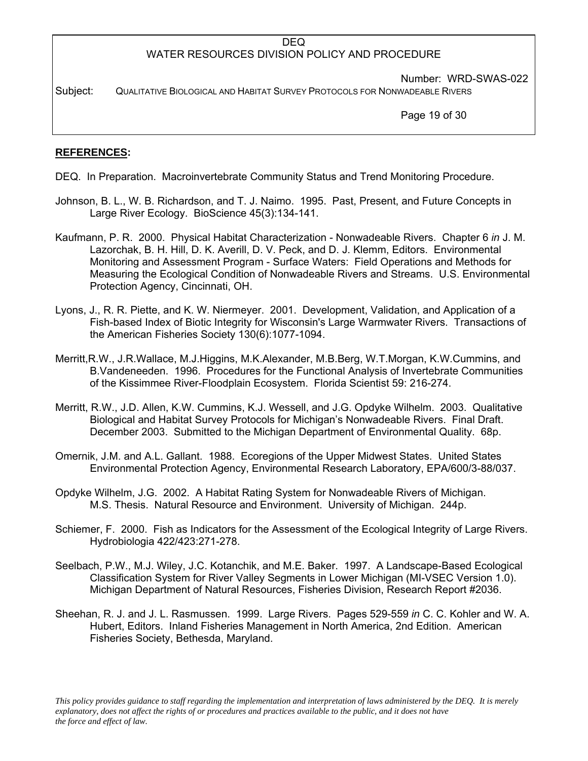**REFERENCES:**

DEQ. In Preparation. Macroinvertebrate Community Status and Trend Monitoring Procedure.

Johnson, B. L., W. B. Richardson, and T. J. Naimo. 1995. Past, Present, and Future Concepts in Large River Ecology. BioScience 45(3):134-141.

Kaufmann, P. R. 2000. Physical Habitat Characterization - Nonwadeable Rivers. Chapter 6 *in* J. M. Lazorchak, B. H. Hill, D. K. Averill, D. V. Peck, and D. J. Klemm, Editors. Environmental Monitoring and Assessment Program - Surface Waters: Field Operations and Methods for Measuring the Ecological Condition of Nonwadeable Rivers and Streams. U.S. Environmental Protection Agency, Cincinnati, OH.

Lyons, J., R. R. Piette, and K. W. Niermeyer. 2001. Development, Validation, and Application of a Fish-based Index of Biotic Integrity for Wisconsin's Large Warmwater Rivers. Transactions of the American Fisheries Society 130(6):1077-1094.

Merritt,R.W., J.R.Wallace, M.J.Higgins, M.K.Alexander, M.B.Berg, W.T.Morgan, K.W.Cummins, and B.Vandeneeden. 1996. Procedures for the Functional Analysis of Invertebrate Communities of the Kissimmee River-Floodplain Ecosystem. Florida Scientist 59: 216-274.

Merritt, R.W., J.D. Allen, K.W. Cummins, K.J. Wessell, and J.G. Opdyke Wilhelm. 2003. Qualitative Biological and Habitat Survey Protocols for Michigan's Nonwadeable Rivers. Final Draft. December 2003. Submitted to the Michigan Department of Environmental Quality. 68p.

Omernik, J.M. and A.L. Gallant. 1988. Ecoregions of the Upper Midwest States. United States Environmental Protection Agency, Environmental Research Laboratory, EPA/600/3-88/037.

Opdyke Wilhelm, J.G. 2002. A Habitat Rating System for Nonwadeable Rivers of Michigan. M.S. Thesis. Natural Resource and Environment. University of Michigan. 244p.

Schiemer, F. 2000. Fish as Indicators for the Assessment of the Ecological Integrity of Large Rivers. Hydrobiologia 422/423:271-278.

Seelbach, P.W., M.J. Wiley, J.C. Kotanchik, and M.E. Baker. 1997. A Landscape-Based Ecological Classification System for River Valley Segments in Lower Michigan (MI-VSEC Version 1.0). Michigan Department of Natural Resources, Fisheries Division, Research Report #2036.

Sheehan, R. J. and J. L. Rasmussen. 1999. Large Rivers. Pages 529-559 *in* C. C. Kohler and W. A. Hubert, Editors. Inland Fisheries Management in North America, 2nd Edition. American Fisheries Society, Bethesda, Maryland.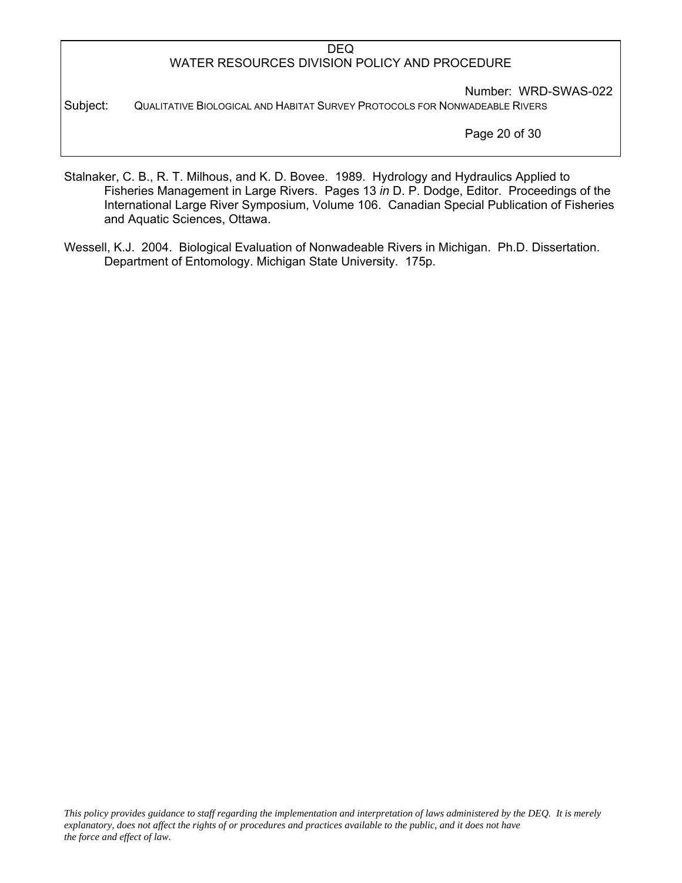Stalnaker, C. B., R. T. Milhous, and K. D. Bovee. 1989. Hydrology and Hydraulics Applied to Fisheries Management in Large Rivers. Pages 13 *in* D. P. Dodge, Editor. Proceedings of the International Large River Symposium, Volume 106. Canadian Special Publication of Fisheries and Aquatic Sciences, Ottawa.

Wessell, K.J. 2004. Biological Evaluation of Nonwadeable Rivers in Michigan. Ph.D. Dissertation. Department of Entomology. Michigan State University. 175p.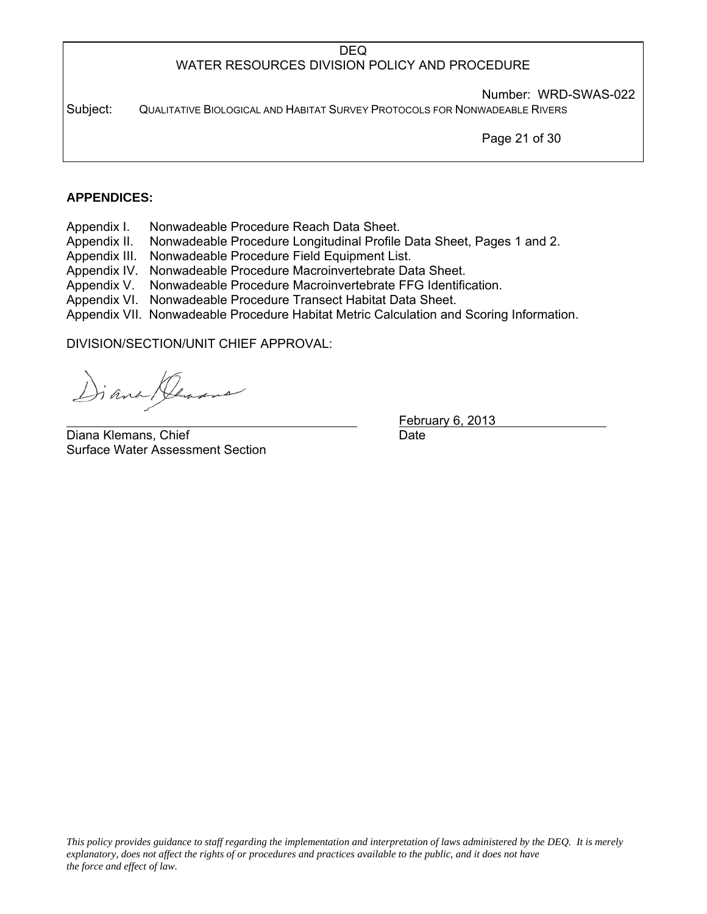**APPENDICES:**

Appendix I. Nonwadeable Procedure Reach Data Sheet.
Appendix II. Nonwadeable Procedure Longitudinal Profile Data Sheet, Pages 1 and 2.
Appendix III. Nonwadeable Procedure Field Equipment List.
Appendix IV. Nonwadeable Procedure Macroinvertebrate Data Sheet.
Appendix V. Nonwadeable Procedure Macroinvertebrate FFG Identification.
Appendix VI. Nonwadeable Procedure Transect Habitat Data Sheet.
Appendix VII. Nonwadeable Procedure Habitat Metric Calculation and Scoring Information.

DIVISION/SECTION/UNIT CHIEF APPROVAL:

Diana Klemans, Chief
Surface Water Assessment Section

February 6, 2013
Date

*This policy provides guidance to staff regarding the implementation and interpretation of laws administered by the DEQ. It is merely explanatory, does not affect the rights of or procedures and practices available to the public, and it does not have the force and effect of law.*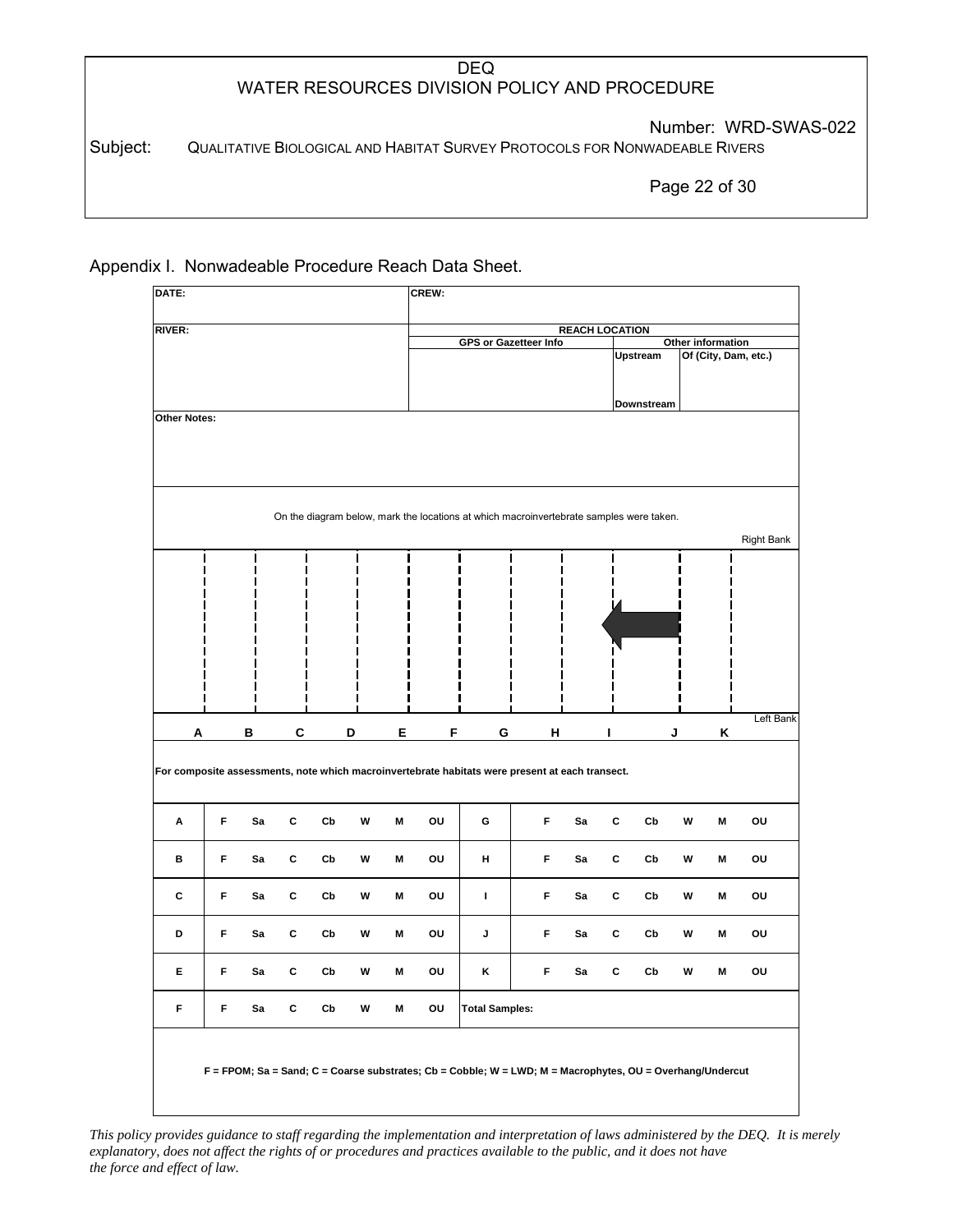Appendix I. Nonwadeable Procedure Reach Data Sheet.

| DATE: | CREW: | | |
|---|---|---|---|
| RIVER: | REACH LOCATION | | |
| | GPS or Gazetteer Info | Other information | |
| | | Upstream | Of (City, Dam, etc.) |
| | | Downstream | |

**Other Notes:**

On the diagram below, mark the locations at which macroinvertebrate samples were taken.

Right Bank

Left Bank

A B C D E F G H I J K

**For composite assessments, note which macroinvertebrate habitats were present at each transect.**

| | | | | | | | | | | | | | | | |
|---|---|---|---|---|---|---|---|---|---|---|---|---|---|---|---|
| **A** | **F** | **Sa** | **C** | **Cb** | **W** | **M** | **OU** | **G** | **F** | **Sa** | **C** | **Cb** | **W** | **M** | **OU** |
| **B** | **F** | **Sa** | **C** | **Cb** | **W** | **M** | **OU** | **H** | **F** | **Sa** | **C** | **Cb** | **W** | **M** | **OU** |
| **C** | **F** | **Sa** | **C** | **Cb** | **W** | **M** | **OU** | **I** | **F** | **Sa** | **C** | **Cb** | **W** | **M** | **OU** |
| **D** | **F** | **Sa** | **C** | **Cb** | **W** | **M** | **OU** | **J** | **F** | **Sa** | **C** | **Cb** | **W** | **M** | **OU** |
| **E** | **F** | **Sa** | **C** | **Cb** | **W** | **M** | **OU** | **K** | **F** | **Sa** | **C** | **Cb** | **W** | **M** | **OU** |
| **F** | **F** | **Sa** | **C** | **Cb** | **W** | **M** | **OU** | **Total Samples:** | | | | | | | |

**F = FPOM; Sa = Sand; C = Coarse substrates; Cb = Cobble; W = LWD; M = Macrophytes, OU = Overhang/Undercut**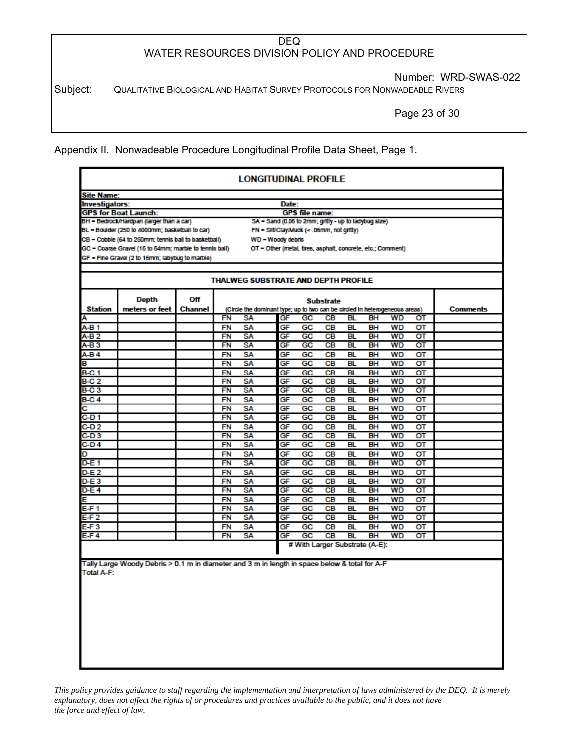Appendix II. Nonwadeable Procedure Longitudinal Profile Data Sheet, Page 1.

## LONGITUDINAL PROFILE

**Site Name:**

**Investigators:** **Date:**

**GPS for Boat Launch:** **GPS file name:**

BH = Bedrock/Hardpan (larger than a car)
BL = Boulder (250 to 4000mm; basketball to car)
CB = Cobble (64 to 250mm; tennis ball to basketball)
GC = Coarse Gravel (16 to 64mm; marble to tennis ball)
GF = Fine Gravel (2 to 16mm; labybug to marble)
SA = Sand (0.06 to 2mm; gritty - up to ladybug size)
FN = Silt/Clay/Muck (< .06mm, not gritty)
WD = Woody debris
OT = Other (metal, tires, asphalt, concrete, etc.; Comment)

### THALWEG SUBSTRATE AND DEPTH PROFILE

| Station | Depth meters or feet | Off Channel | Substrate (Circle the dominant type; up to two can be circled in heterogeneous areas) | | | | | | | | | Comments |
|---|---|---|---|---|---|---|---|---|---|---|---|---|
| A | | | FN | SA | GF | GC | CB | BL | BH | WD | OT | |
| A-B 1 | | | FN | SA | GF | GC | CB | BL | BH | WD | OT | |
| A-B 2 | | | FN | SA | GF | GC | CB | BL | BH | WD | OT | |
| A-B 3 | | | FN | SA | GF | GC | CB | BL | BH | WD | OT | |
| A-B 4 | | | FN | SA | GF | GC | CB | BL | BH | WD | OT | |
| B | | | FN | SA | GF | GC | CB | BL | BH | WD | OT | |
| B-C 1 | | | FN | SA | GF | GC | CB | BL | BH | WD | OT | |
| B-C 2 | | | FN | SA | GF | GC | CB | BL | BH | WD | OT | |
| B-C 3 | | | FN | SA | GF | GC | CB | BL | BH | WD | OT | |
| B-C 4 | | | FN | SA | GF | GC | CB | BL | BH | WD | OT | |
| C | | | FN | SA | GF | GC | CB | BL | BH | WD | OT | |
| C-D 1 | | | FN | SA | GF | GC | CB | BL | BH | WD | OT | |
| C-D 2 | | | FN | SA | GF | GC | CB | BL | BH | WD | OT | |
| C-D 3 | | | FN | SA | GF | GC | CB | BL | BH | WD | OT | |
| C-D 4 | | | FN | SA | GF | GC | CB | BL | BH | WD | OT | |
| D | | | FN | SA | GF | GC | CB | BL | BH | WD | OT | |
| D-E 1 | | | FN | SA | GF | GC | CB | BL | BH | WD | OT | |
| D-E 2 | | | FN | SA | GF | GC | CB | BL | BH | WD | OT | |
| D-E 3 | | | FN | SA | GF | GC | CB | BL | BH | WD | OT | |
| D-E 4 | | | FN | SA | GF | GC | CB | BL | BH | WD | OT | |
| E | | | FN | SA | GF | GC | CB | BL | BH | WD | OT | |
| E-F 1 | | | FN | SA | GF | GC | CB | BL | BH | WD | OT | |
| E-F 2 | | | FN | SA | GF | GC | CB | BL | BH | WD | OT | |
| E-F 3 | | | FN | SA | GF | GC | CB | BL | BH | WD | OT | |
| E-F 4 | | | FN | SA | GF | GC | CB | BL | BH | WD | OT | |
| | | | | | # With Larger Substrate (A-E): | | | | | | | |

Tally Large Woody Debris > 0.1 m in diameter and 3 m in length in space below & total for A-F

Total A-F:

*This policy provides guidance to staff regarding the implementation and interpretation of laws administered by the DEQ. It is merely explanatory, does not affect the rights of or procedures and practices available to the public, and it does not have the force and effect of law.*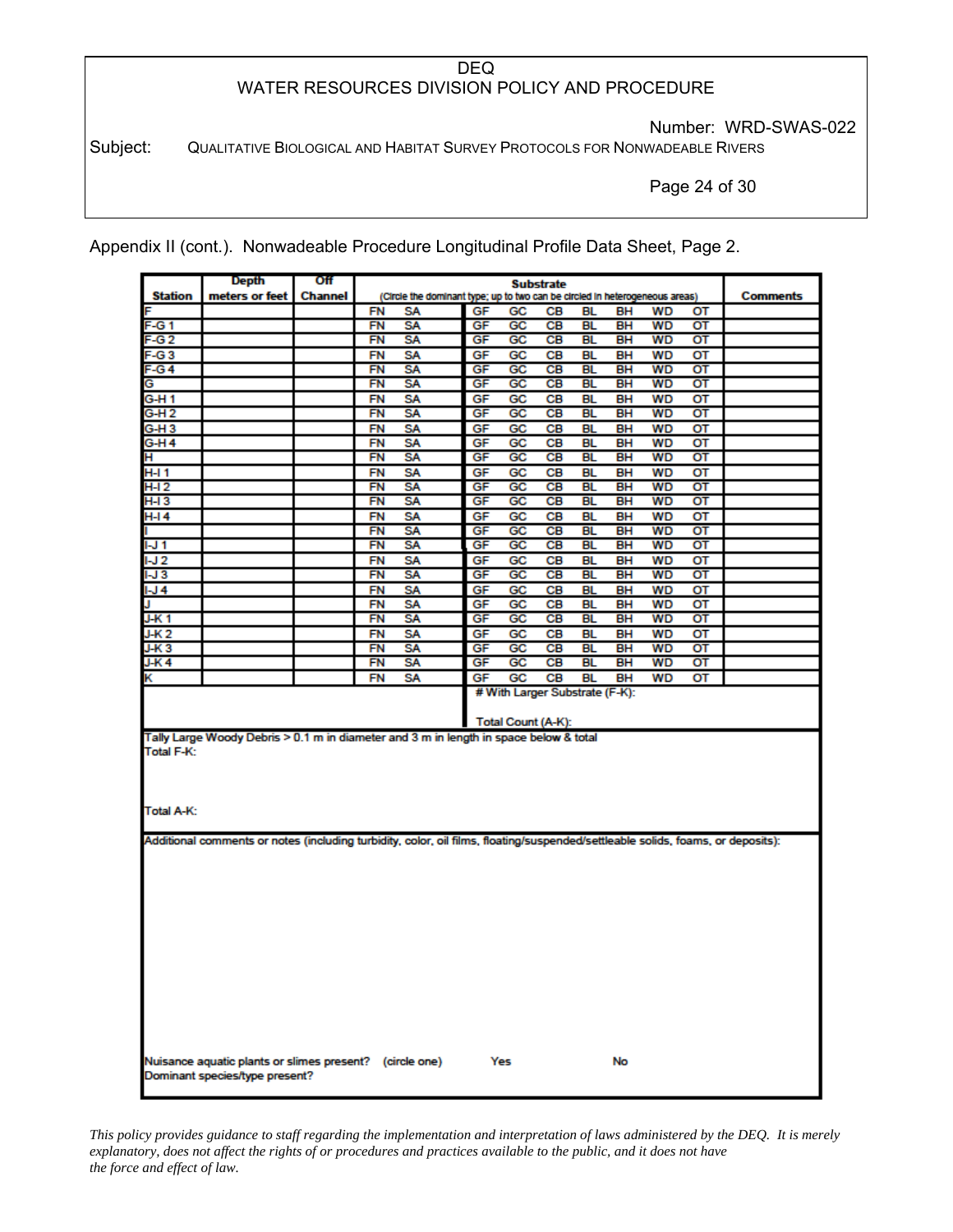Appendix II (cont.). Nonwadeable Procedure Longitudinal Profile Data Sheet, Page 2.

| Station | Depth meters or feet | Off Channel | Substrate (Circle the dominant type; up to two can be circled in heterogeneous areas) | | | | | | | | | Comments |
|---|---|---|---|---|---|---|---|---|---|---|---|---|
| F | | | FN | SA | GF | GC | CB | BL | BH | WD | OT | |
| F-G 1 | | | FN | SA | GF | GC | CB | BL | BH | WD | OT | |
| F-G 2 | | | FN | SA | GF | GC | CB | BL | BH | WD | OT | |
| F-G 3 | | | FN | SA | GF | GC | CB | BL | BH | WD | OT | |
| F-G 4 | | | FN | SA | GF | GC | CB | BL | BH | WD | OT | |
| G | | | FN | SA | GF | GC | CB | BL | BH | WD | OT | |
| G-H 1 | | | FN | SA | GF | GC | CB | BL | BH | WD | OT | |
| G-H 2 | | | FN | SA | GF | GC | CB | BL | BH | WD | OT | |
| G-H 3 | | | FN | SA | GF | GC | CB | BL | BH | WD | OT | |
| G-H 4 | | | FN | SA | GF | GC | CB | BL | BH | WD | OT | |
| H | | | FN | SA | GF | GC | CB | BL | BH | WD | OT | |
| H-I 1 | | | FN | SA | GF | GC | CB | BL | BH | WD | OT | |
| H-I 2 | | | FN | SA | GF | GC | CB | BL | BH | WD | OT | |
| H-I 3 | | | FN | SA | GF | GC | CB | BL | BH | WD | OT | |
| H-I 4 | | | FN | SA | GF | GC | CB | BL | BH | WD | OT | |
| I | | | FN | SA | GF | GC | CB | BL | BH | WD | OT | |
| I-J 1 | | | FN | SA | GF | GC | CB | BL | BH | WD | OT | |
| I-J 2 | | | FN | SA | GF | GC | CB | BL | BH | WD | OT | |
| I-J 3 | | | FN | SA | GF | GC | CB | BL | BH | WD | OT | |
| I-J 4 | | | FN | SA | GF | GC | CB | BL | BH | WD | OT | |
| J | | | FN | SA | GF | GC | CB | BL | BH | WD | OT | |
| J-K 1 | | | FN | SA | GF | GC | CB | BL | BH | WD | OT | |
| J-K 2 | | | FN | SA | GF | GC | CB | BL | BH | WD | OT | |
| J-K 3 | | | FN | SA | GF | GC | CB | BL | BH | WD | OT | |
| J-K 4 | | | FN | SA | GF | GC | CB | BL | BH | WD | OT | |
| K | | | FN | SA | GF | GC | CB | BL | BH | WD | OT | |
| | | | | | # With Larger Substrate (F-K): | | | | | | | |
| | | | | | Total Count (A-K): | | | | | | | |

Tally Large Woody Debris > 0.1 m in diameter and 3 m in length in space below & total

Total F-K:

Total A-K:

Additional comments or notes (including turbidity, color, oil films, floating/suspended/settleable solids, foams, or deposits):

Nuisance aquatic plants or slimes present? (circle one) Yes No

Dominant species/type present?

*This policy provides guidance to staff regarding the implementation and interpretation of laws administered by the DEQ. It is merely explanatory, does not affect the rights of or procedures and practices available to the public, and it does not have the force and effect of law.*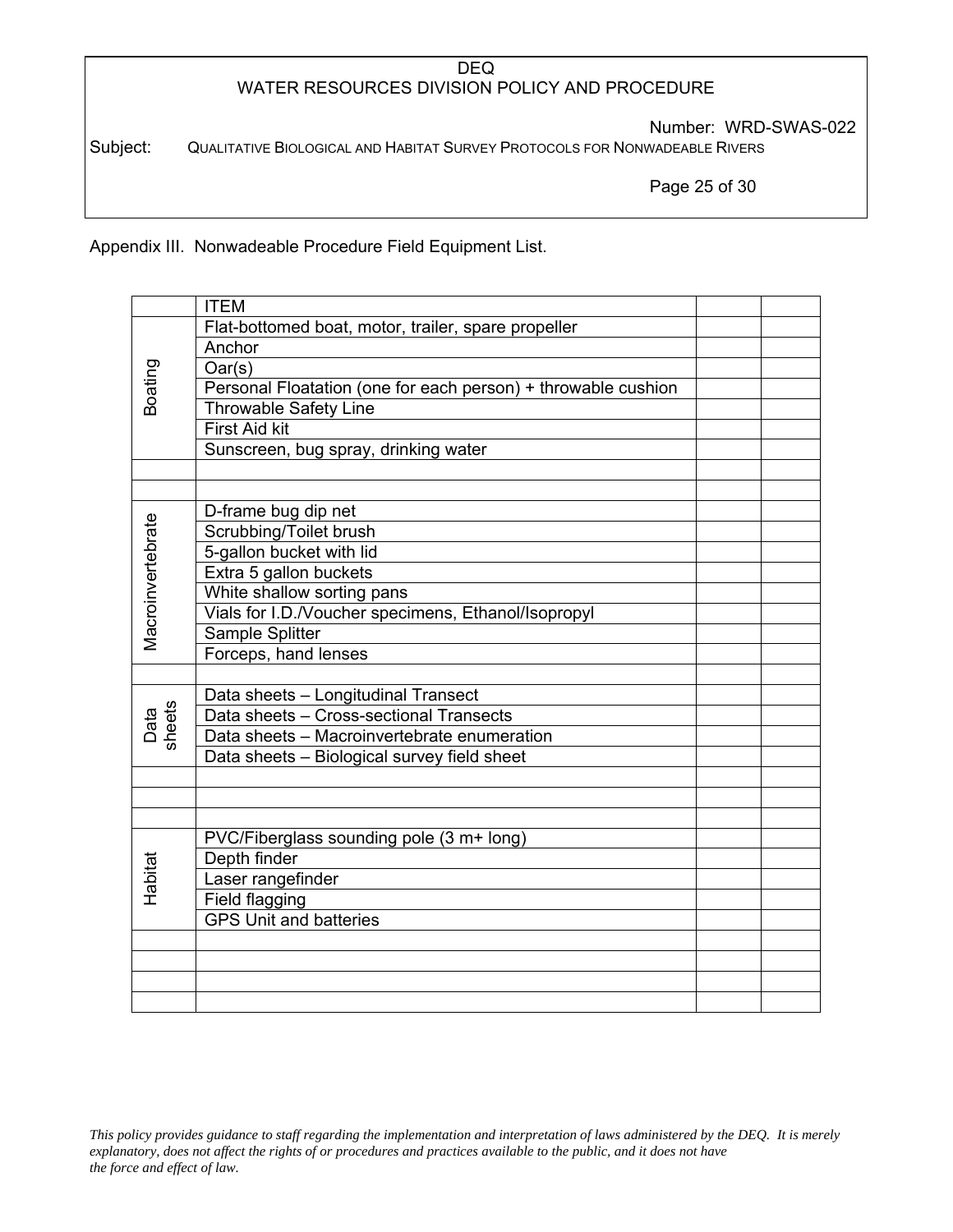Appendix III. Nonwadeable Procedure Field Equipment List.

| | ITEM | | |
|---|---|---|---|
| Boating | Flat-bottomed boat, motor, trailer, spare propeller | | |
| | Anchor | | |
| | Oar(s) | | |
| | Personal Floatation (one for each person) + throwable cushion | | |
| | Throwable Safety Line | | |
| | First Aid kit | | |
| | Sunscreen, bug spray, drinking water | | |
| | | | |
| | | | |
| Macroinvertebrate | D-frame bug dip net | | |
| | Scrubbing/Toilet brush | | |
| | 5-gallon bucket with lid | | |
| | Extra 5 gallon buckets | | |
| | White shallow sorting pans | | |
| | Vials for I.D./Voucher specimens, Ethanol/Isopropyl | | |
| | Sample Splitter | | |
| | Forceps, hand lenses | | |
| | | | |
| Data sheets | Data sheets – Longitudinal Transect | | |
| | Data sheets – Cross-sectional Transects | | |
| | Data sheets – Macroinvertebrate enumeration | | |
| | Data sheets – Biological survey field sheet | | |
| | | | |
| | | | |
| | | | |
| Habitat | PVC/Fiberglass sounding pole (3 m+ long) | | |
| | Depth finder | | |
| | Laser rangefinder | | |
| | Field flagging | | |
| | GPS Unit and batteries | | |
| | | | |
| | | | |
| | | | |
| | | | |

*This policy provides guidance to staff regarding the implementation and interpretation of laws administered by the DEQ. It is merely explanatory, does not affect the rights of or procedures and practices available to the public, and it does not have the force and effect of law.*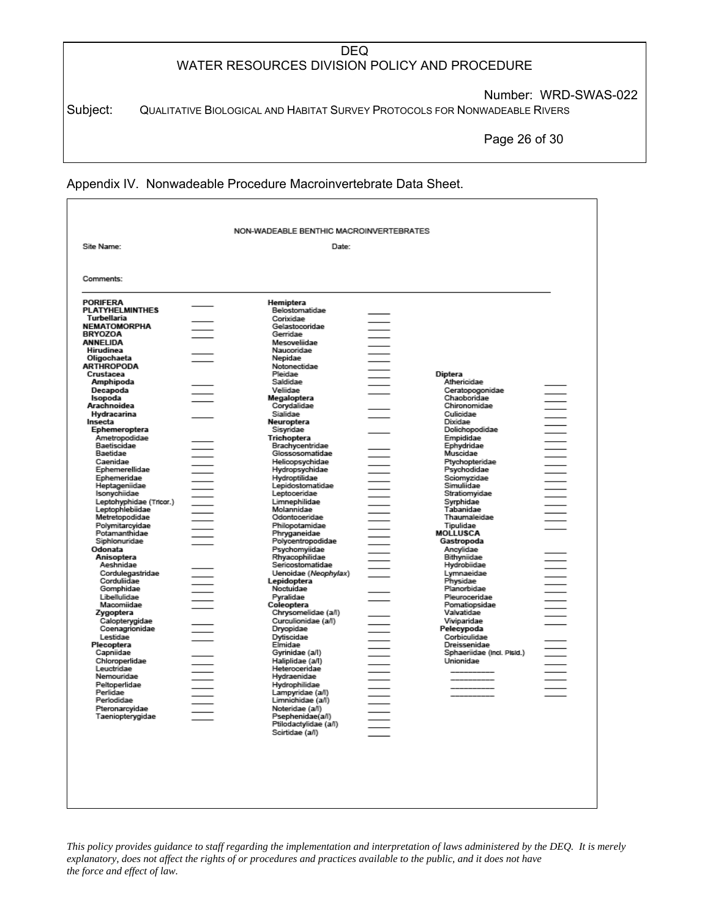Appendix IV. Nonwadeable Procedure Macroinvertebrate Data Sheet.

NON-WADEABLE BENTHIC MACROINVERTEBRATES

Site Name: Date:

Comments:

**PORIFERA** _____
**PLATYHELMINTHES**
**Turbellaria** _____
**NEMATOMORPHA** _____
**BRYOZOA** _____
**ANNELIDA**
**Hirudinea** _____
**Oligochaeta** _____
**ARTHROPODA**
**Crustacea**
**Amphipoda** _____
**Decapoda** _____
**Isopoda** _____
**Arachnoidea**
**Hydracarina** _____
**Insecta**
**Ephemeroptera**
Ametropodidae _____
Baetiscidae _____
Baetidae _____
Caenidae _____
Ephemerellidae _____
Ephemeridae _____
Heptageniidae _____
Isonychiidae _____
Leptohyphidae (Tricor.) _____
Leptophlebiidae _____
Metretopodidae _____
Polymitarcyidae _____
Potamanthidae _____
Siphlonuridae _____
**Odonata**
**Anisoptera**
Aeshnidae _____
Cordulegastridae _____
Corduliidae _____
Gomphidae _____
Libellulidae _____
Macromiidae _____
**Zygoptera**
Calopterygidae _____
Coenagrionidae _____
Lestidae _____
**Plecoptera**
Capniidae _____
Chloroperlidae _____
Leuctridae _____
Nemouridae _____
Peltoperlidae _____
Perlidae _____
Perlodidae _____
Pteronarcyidae _____
Taeniopterygidae _____

**Hemiptera**
Belostomatidae _____
Corixidae _____
Gelastocoridae _____
Gerridae _____
Mesoveliidae _____
Naucoridae _____
Nepidae _____
Notonectidae _____
Pleidae _____
Saldidae _____
Veliidae _____
**Megaloptera**
Corydalidae _____
Sialidae _____
**Neuroptera**
Sisyridae _____
**Trichoptera**
Brachycentridae _____
Glossosomatidae _____
Helicopsychidae _____
Hydropsychidae _____
Hydroptilidae _____
Lepidostomatidae _____
Leptoceridae _____
Limnephilidae _____
Molannidae _____
Odontoceridae _____
Philopotamidae _____
Phryganeidae _____
Polycentropodidae _____
Psychomyiidae _____
Rhyacophilidae _____
Sericostomatidae _____
Uenoidae (*Neophylax*) _____
**Lepidoptera**
Noctuidae _____
Pyralidae _____
**Coleoptera**
Chrysomelidae (a/l) _____
Curculionidae (a/l) _____
Dryopidae _____
Dytiscidae _____
Elmidae _____
Gyrinidae (a/l) _____
Haliplidae (a/l) _____
Heteroceridae _____
Hydraenidae _____
Hydrophilidae _____
Lampyridae (a/l) _____
Limnichidae (a/l) _____
Noteridae (a/l) _____
Psephenidae(a/l) _____
Ptilodactylidae (a/l) _____
Scirtidae (a/l) _____

**Diptera**
Athericidae _____
Ceratopogonidae _____
Chaoboridae _____
Chironomidae _____
Culicidae _____
Dixidae _____
Dolichopodidae _____
Empididae _____
Ephydridae _____
Muscidae _____
Ptychopteridae _____
Psychodidae _____
Sciomyzidae _____
Simuliidae _____
Stratiomyidae _____
Syrphidae _____
Tabanidae _____
Thaumaleidae _____
Tipulidae _____
**MOLLUSCA**
**Gastropoda**
Ancylidae _____
Bithyniidae _____
Hydrobiidae _____
Lymnaeidae _____
Physidae _____
Planorbidae _____
Pleuroceridae _____
Pomatiopsidae _____
Valvatidae _____
Viviparidae _____
**Pelecypoda**
Corbiculidae _____
Dreissenidae _____
Sphaeriidae (Incl. Pisid.) _____
Unionidae _____
__________ _____
__________ _____
__________ _____
__________ _____

*This policy provides guidance to staff regarding the implementation and interpretation of laws administered by the DEQ. It is merely explanatory, does not affect the rights of or procedures and practices available to the public, and it does not have the force and effect of law.*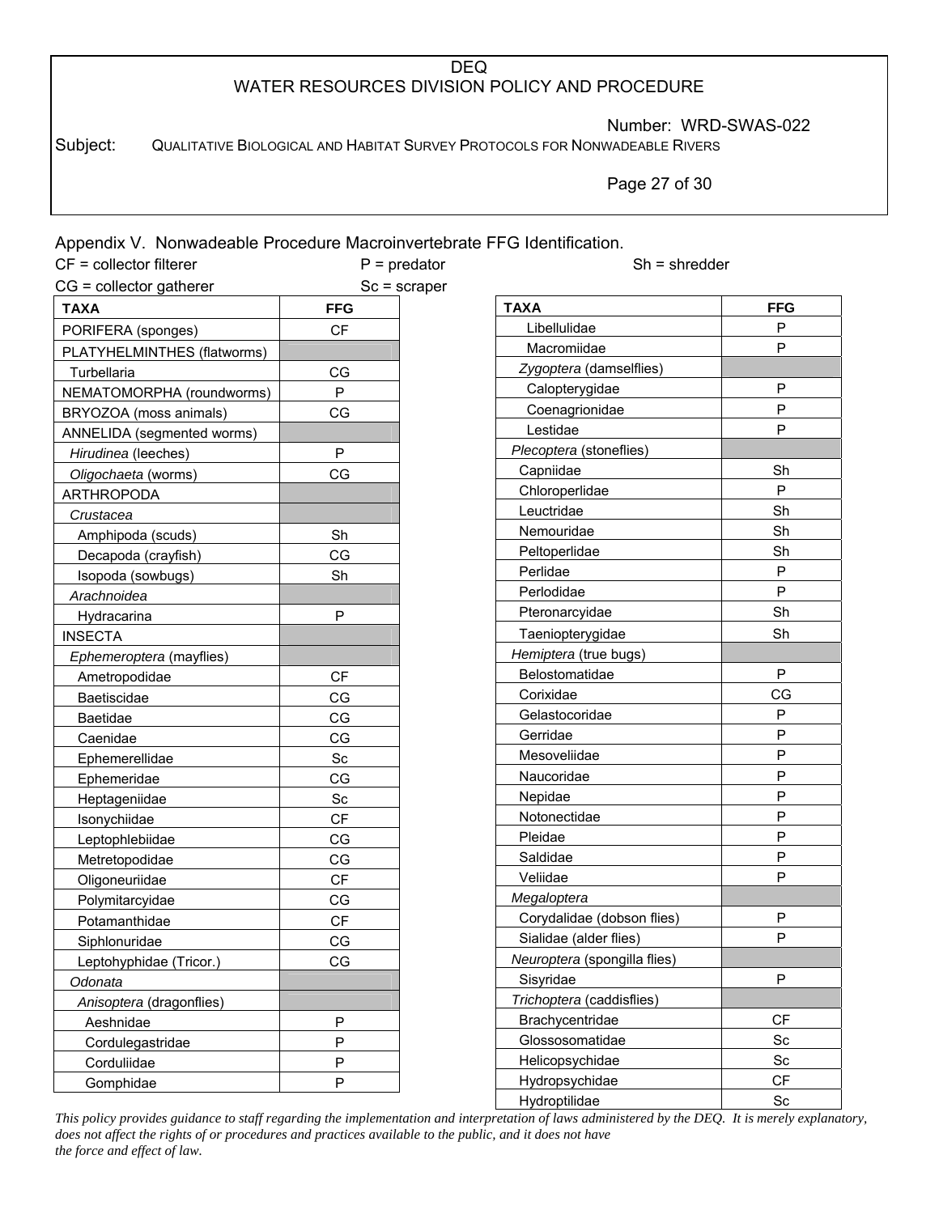Appendix V. Nonwadeable Procedure Macroinvertebrate FFG Identification.

CF = collector filterer
CG = collector gatherer
P = predator
Sc = scraper
Sh = shredder

| TAXA | FFG |
|---|---|
| PORIFERA (sponges) | CF |
| PLATYHELMINTHES (flatworms) | |
| Turbellaria | CG |
| NEMATOMORPHA (roundworms) | P |
| BRYOZOA (moss animals) | CG |
| ANNELIDA (segmented worms) | |
| *Hirudinea* (leeches) | P |
| *Oligochaeta* (worms) | CG |
| ARTHROPODA | |
| *Crustacea* | |
| Amphipoda (scuds) | Sh |
| Decapoda (crayfish) | CG |
| Isopoda (sowbugs) | Sh |
| *Arachnoidea* | |
| Hydracarina | P |
| INSECTA | |
| *Ephemeroptera* (mayflies) | |
| Ametropodidae | CF |
| Baetiscidae | CG |
| Baetidae | CG |
| Caenidae | CG |
| Ephemerellidae | Sc |
| Ephemeridae | CG |
| Heptageniidae | Sc |
| Isonychiidae | CF |
| Leptophlebiidae | CG |
| Metretopodidae | CG |
| Oligoneuriidae | CF |
| Polymitarcyidae | CG |
| Potamanthidae | CF |
| Siphlonuridae | CG |
| Leptohyphidae (Tricor.) | CG |
| *Odonata* | |
| *Anisoptera* (dragonflies) | |
| Aeshnidae | P |
| Cordulegastridae | P |
| Corduliidae | P |
| Gomphidae | P |
| Libellulidae | P |
| Macromiidae | P |
| *Zygoptera* (damselflies) | |
| Calopterygidae | P |
| Coenagrionidae | P |
| Lestidae | P |
| *Plecoptera* (stoneflies) | |
| Capniidae | Sh |
| Chloroperlidae | P |
| Leuctridae | Sh |
| Nemouridae | Sh |
| Peltoperlidae | Sh |
| Perlidae | P |
| Perlodidae | P |
| Pteronarcyidae | Sh |
| Taeniopterygidae | Sh |
| *Hemiptera* (true bugs) | |
| Belostomatidae | P |
| Corixidae | CG |
| Gelastocoridae | P |
| Gerridae | P |
| Mesoveliidae | P |
| Naucoridae | P |
| Nepidae | P |
| Notonectidae | P |
| Pleidae | P |
| Saldidae | P |
| Veliidae | P |
| *Megaloptera* | |
| Corydalidae (dobson flies) | P |
| Sialidae (alder flies) | P |
| *Neuroptera* (spongilla flies) | |
| Sisyridae | P |
| *Trichoptera* (caddisflies) | |
| Brachycentridae | CF |
| Glossosomatidae | Sc |
| Helicopsychidae | Sc |
| Hydropsychidae | CF |
| Hydroptilidae | Sc |

*This policy provides guidance to staff regarding the implementation and interpretation of laws administered by the DEQ. It is merely explanatory, does not affect the rights of or procedures and practices available to the public, and it does not have the force and effect of law.*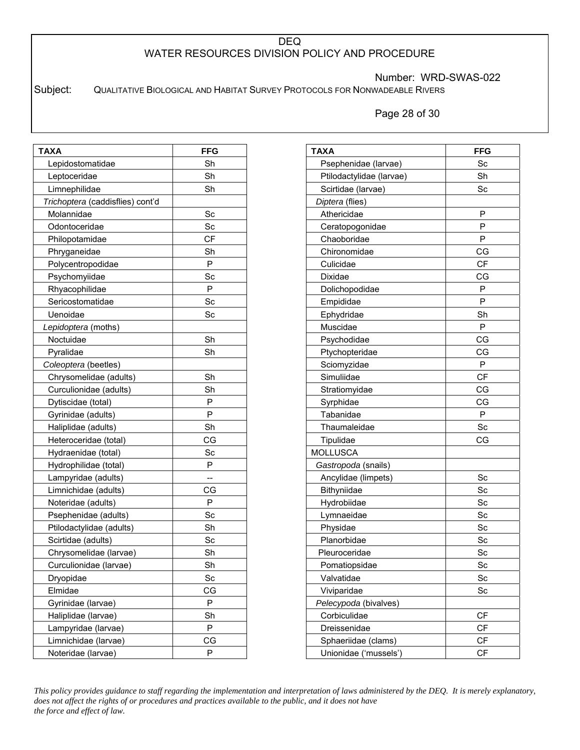| TAXA | FFG |
|---|---|
| Lepidostomatidae | Sh |
| Leptoceridae | Sh |
| Limnephilidae | Sh |
| *Trichoptera* (caddisflies) cont'd | |
| Molannidae | Sc |
| Odontoceridae | Sc |
| Philopotamidae | CF |
| Phryganeidae | Sh |
| Polycentropodidae | P |
| Psychomyiidae | Sc |
| Rhyacophilidae | P |
| Sericostomatidae | Sc |
| Uenoidae | Sc |
| *Lepidoptera* (moths) | |
| Noctuidae | Sh |
| Pyralidae | Sh |
| *Coleoptera* (beetles) | |
| Chrysomelidae (adults) | Sh |
| Curculionidae (adults) | Sh |
| Dytiscidae (total) | P |
| Gyrinidae (adults) | P |
| Haliplidae (adults) | Sh |
| Heteroceridae (total) | CG |
| Hydraenidae (total) | Sc |
| Hydrophilidae (total) | P |
| Lampyridae (adults) | -- |
| Limnichidae (adults) | CG |
| Noteridae (adults) | P |
| Psephenidae (adults) | Sc |
| Ptilodactylidae (adults) | Sh |
| Scirtidae (adults) | Sc |
| Chrysomelidae (larvae) | Sh |
| Curculionidae (larvae) | Sh |
| Dryopidae | Sc |
| Elmidae | CG |
| Gyrinidae (larvae) | P |
| Haliplidae (larvae) | Sh |
| Lampyridae (larvae) | P |
| Limnichidae (larvae) | CG |
| Noteridae (larvae) | P |

| TAXA | FFG |
|---|---|
| Psephenidae (larvae) | Sc |
| Ptilodactylidae (larvae) | Sh |
| Scirtidae (larvae) | Sc |
| *Diptera* (flies) | |
| Athericidae | P |
| Ceratopogonidae | P |
| Chaoboridae | P |
| Chironomidae | CG |
| Culicidae | CF |
| Dixidae | CG |
| Dolichopodidae | P |
| Empididae | P |
| Ephydridae | Sh |
| Muscidae | P |
| Psychodidae | CG |
| Ptychopteridae | CG |
| Sciomyzidae | P |
| Simuliidae | CF |
| Stratiomyidae | CG |
| Syrphidae | CG |
| Tabanidae | P |
| Thaumaleidae | Sc |
| Tipulidae | CG |
| MOLLUSCA | |
| *Gastropoda* (snails) | |
| Ancylidae (limpets) | Sc |
| Bithyniidae | Sc |
| Hydrobiidae | Sc |
| Lymnaeidae | Sc |
| Physidae | Sc |
| Planorbidae | Sc |
| Pleuroceridae | Sc |
| Pomatiopsidae | Sc |
| Valvatidae | Sc |
| Viviparidae | Sc |
| *Pelecypoda* (bivalves) | |
| Corbiculidae | CF |
| Dreissenidae | CF |
| Sphaeriidae (clams) | CF |
| Unionidae ('mussels') | CF |

*This policy provides guidance to staff regarding the implementation and interpretation of laws administered by the DEQ. It is merely explanatory, does not affect the rights of or procedures and practices available to the public, and it does not have the force and effect of law.*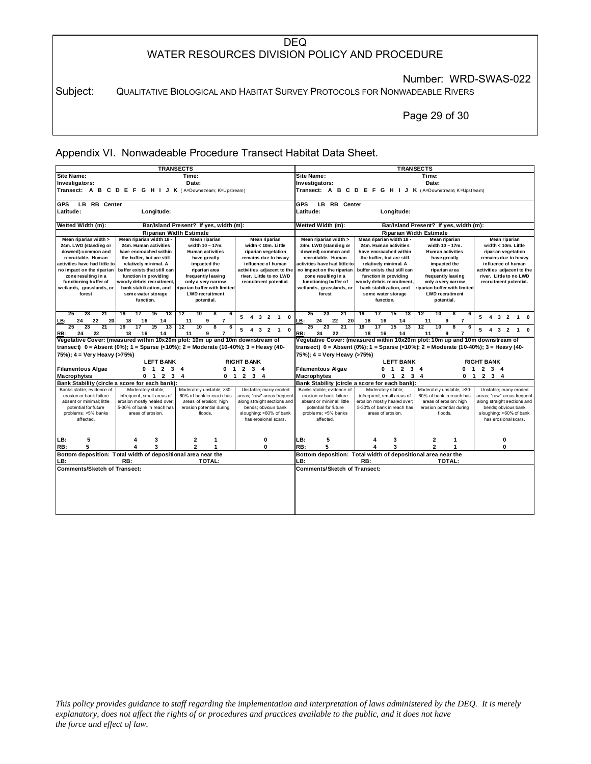# Appendix VI. Nonwadeable Procedure Transect Habitat Data Sheet.

**TRANSECTS**

**Site Name:** **Time:**

**Investigators:** **Date:**

**Transect: A B C D E F G H I J K** ( A=Downstream; K=Upstream)

**GPS LB RB Center**

**Latitude:** **Longitude:**

**Wetted Width (m):** **Bar/Island Present? If yes, width (m):**

**Riparian Width Estimate**

| Mean riparian width > 24m. LWD (standing or downed) common and recruitable. Human activities have had little to no impact on the riparian zone resulting in a functioning buffer of wetlands, grasslands, or forest | Mean riparian width 18 - 24m. Human activities have encroached within the buffer, but are still relatively minimal. A buffer exists that still can function in providing woody debris recruitment, bank stabilization, and some water storage function. | Mean riparian width 10 – 17m. Human activities have greatly impacted the riparian area frequently leaving only a very narrow riparian buffer with limited LWD recruitment potential. | Mean riparian width < 10m. Little riparian vegetation remains due to heavy influence of human activities adjacent to the river. Little to no LWD recruitment potential. |
|---|---|---|---|
| LB: 25 24 23 22 21 20 | 19 18 17 16 15 14 13 | 12 11 10 9 8 7 6 | 5 4 3 2 1 0 |
| RB: 25 24 23 22 21 | 19 18 17 16 15 14 13 | 12 11 10 9 8 7 6 | 5 4 3 2 1 0 |

**Vegetative Cover: (measured within 10x20m plot: 10m up and 10m downstream of transect) 0 = Absent (0%); 1 = Sparse (<10%); 2 = Moderate (10-40%); 3 = Heavy (40-75%); 4 = Very Heavy (>75%)**

| | LEFT BANK | RIGHT BANK |
|---|---|---|
| **Filamentous Algae** | 0 1 2 3 4 | 0 1 2 3 4 |
| **Macrophytes** | 0 1 2 3 4 | 0 1 2 3 4 |

**Bank Stability (circle a score for each bank):**

| Banks stable; evidence of erosion or bank failure absent or minimal; little potential for future problems; <5% banks affected. | Moderately stable; infrequent, small areas of erosion mostly healed over; 5-30% of bank in reach has areas of erosion. | Moderately unstable; >30-60% of bank in reach has areas of erosion; high erosion potential during floods. | Unstable; many eroded areas; "raw" areas frequent along straight sections and bends; obvious bank sloughing; >60% of bank has erosional scars. |
|---|---|---|---|
| LB: 5 | 4 3 | 2 1 | 0 |
| RB: 5 | 4 3 | 2 1 | 0 |

**Bottom deposition: Total width of depositional area near the**

**LB:** **RB:** **TOTAL:**

**Comments/Sketch of Transect:**

---

**TRANSECTS**

**Site Name:** **Time:**

**Investigators:** **Date:**

**Transect: A B C D E F G H I J K** ( A=Downstream; K=Upstream)

**GPS LB RB Center**

**Latitude:** **Longitude:**

**Wetted Width (m):** **Bar/Island Present? If yes, width (m):**

**Riparian Width Estimate**

| Mean riparian width > 24m. LWD (standing or downed) common and recruitable. Human activities have had little to no impact on the riparian zone resulting in a functioning buffer of wetlands, grasslands, or forest | Mean riparian width 18 - 24m. Human activities have encroached within the buffer, but are still relatively minimal. A buffer exists that still can function in providing woody debris recruitment, bank stabilization, and some water storage function. | Mean riparian width 10 – 17m. Human activities have greatly impacted the riparian area frequently leaving only a very narrow riparian buffer with limited LWD recruitment potential. | Mean riparian width < 10m. Little riparian vegetation remains due to heavy influence of human activities adjacent to the river. Little to no LWD recruitment potential. |
|---|---|---|---|
| LB: 25 24 23 22 21 20 | 19 18 17 16 15 14 13 | 12 11 10 9 8 7 6 | 5 4 3 2 1 0 |
| RB: 25 24 23 22 21 | 19 18 17 16 15 14 13 | 12 11 10 9 8 7 6 | 5 4 3 2 1 0 |

**Vegetative Cover: (measured within 10x20m plot: 10m up and 10m downstream of transect) 0 = Absent (0%); 1 = Sparse (<10%); 2 = Moderate (10-40%); 3 = Heavy (40-75%); 4 = Very Heavy (>75%)**

| | LEFT BANK | RIGHT BANK |
|---|---|---|
| **Filamentous Algae** | 0 1 2 3 4 | 0 1 2 3 4 |
| **Macrophytes** | 0 1 2 3 4 | 0 1 2 3 4 |

**Bank Stability (circle a score for each bank):**

| Banks stable; evidence of erosion or bank failure absent or minimal; little potential for future problems; <5% banks affected. | Moderately stable; infrequent, small areas of erosion mostly healed over; 5-30% of bank in reach has areas of erosion. | Moderately unstable; >30-60% of bank in reach has areas of erosion; high erosion potential during floods. | Unstable; many eroded areas; "raw" areas frequent along straight sections and bends; obvious bank sloughing; >60% of bank has erosional scars. |
|---|---|---|---|
| LB: 5 | 4 3 | 2 1 | 0 |
| RB: 5 | 4 3 | 2 1 | 0 |

**Bottom deposition: Total width of depositional area near the**

**LB:** **RB:** **TOTAL:**

**Comments/Sketch of Transect:**

*This policy provides guidance to staff regarding the implementation and interpretation of laws administered by the DEQ. It is merely explanatory, does not affect the rights of or procedures and practices available to the public, and it does not have the force and effect of law.*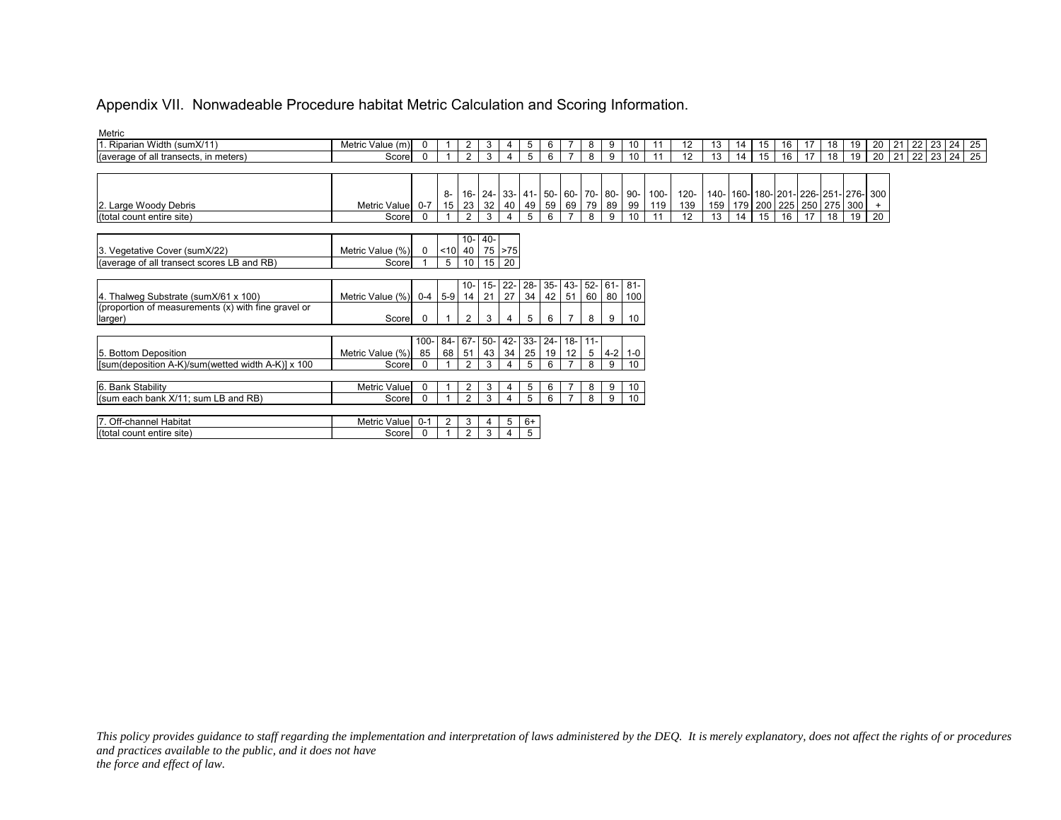## Appendix VII. Nonwadeable Procedure habitat Metric Calculation and Scoring Information.

Metric

| | | | | | | | | | | | | | | | | | | | | | | | | | | | |
|---|---|---|---|---|---|---|---|---|---|---|---|---|---|---|---|---|---|---|---|---|---|---|---|---|---|---|---|
| 1. Riparian Width (sumX/11) | Metric Value (m) | 0 | 1 | 2 | 3 | 4 | 5 | 6 | 7 | 8 | 9 | 10 | 11 | 12 | 13 | 14 | 15 | 16 | 17 | 18 | 19 | 20 | 21 | 22 | 23 | 24 | 25 |
| (average of all transects, in meters) | Score | 0 | 1 | 2 | 3 | 4 | 5 | 6 | 7 | 8 | 9 | 10 | 11 | 12 | 13 | 14 | 15 | 16 | 17 | 18 | 19 | 20 | 21 | 22 | 23 | 24 | 25 |

| | | | | | | | | | | | | | | | | | | | | | | |
|---|---|---|---|---|---|---|---|---|---|---|---|---|---|---|---|---|---|---|---|---|---|---|
| 2. Large Woody Debris | Metric Value | 0-7 | 8-15 | 16-23 | 24-32 | 33-40 | 41-49 | 50-59 | 60-69 | 70-79 | 80-89 | 90-99 | 100-119 | 120-139 | 140-159 | 160-179 | 180-200 | 201-225 | 226-250 | 251-275 | 276-300 | 300+ |
| (total count entire site) | Score | 0 | 1 | 2 | 3 | 4 | 5 | 6 | 7 | 8 | 9 | 10 | 11 | 12 | 13 | 14 | 15 | 16 | 17 | 18 | 19 | 20 |

| | | | | | | |
|---|---|---|---|---|---|---|
| 3. Vegetative Cover (sumX/22) | Metric Value (%) | 0 | <10 | 10-40 | 40-75 | >75 |
| (average of all transect scores LB and RB) | Score | 1 | 5 | 10 | 15 | 20 |

| | | | | | | | | | | | | |
|---|---|---|---|---|---|---|---|---|---|---|---|---|
| 4. Thalweg Substrate (sumX/61 x 100) | Metric Value (%) | 0-4 | 5-9 | 10-14 | 15-21 | 22-27 | 28-34 | 35-42 | 43-51 | 52-60 | 61-80 | 81-100 |
| (proportion of measurements (x) with fine gravel or larger) | Score | 0 | 1 | 2 | 3 | 4 | 5 | 6 | 7 | 8 | 9 | 10 |

| | | | | | | | | | | | | |
|---|---|---|---|---|---|---|---|---|---|---|---|---|
| 5. Bottom Deposition | Metric Value (%) | 100-85 | 84-68 | 67-51 | 50-43 | 42-34 | 33-25 | 24-19 | 18-12 | 11-5 | 4-2 | 1-0 |
| [sum(deposition A-K)/sum(wetted width A-K)] x 100 | Score | 0 | 1 | 2 | 3 | 4 | 5 | 6 | 7 | 8 | 9 | 10 |

| | | | | | | | | | | | | |
|---|---|---|---|---|---|---|---|---|---|---|---|---|
| 6. Bank Stability | Metric Value | 0 | 1 | 2 | 3 | 4 | 5 | 6 | 7 | 8 | 9 | 10 |
| (sum each bank X/11; sum LB and RB) | Score | 0 | 1 | 2 | 3 | 4 | 5 | 6 | 7 | 8 | 9 | 10 |

| | | | | | | | |
|---|---|---|---|---|---|---|---|
| 7. Off-channel Habitat | Metric Value | 0-1 | 2 | 3 | 4 | 5 | 6+ |
| (total count entire site) | Score | 0 | 1 | 2 | 3 | 4 | 5 |

*This policy provides guidance to staff regarding the implementation and interpretation of laws administered by the DEQ. It is merely explanatory, does not affect the rights of or procedures and practices available to the public, and it does not have the force and effect of law.*